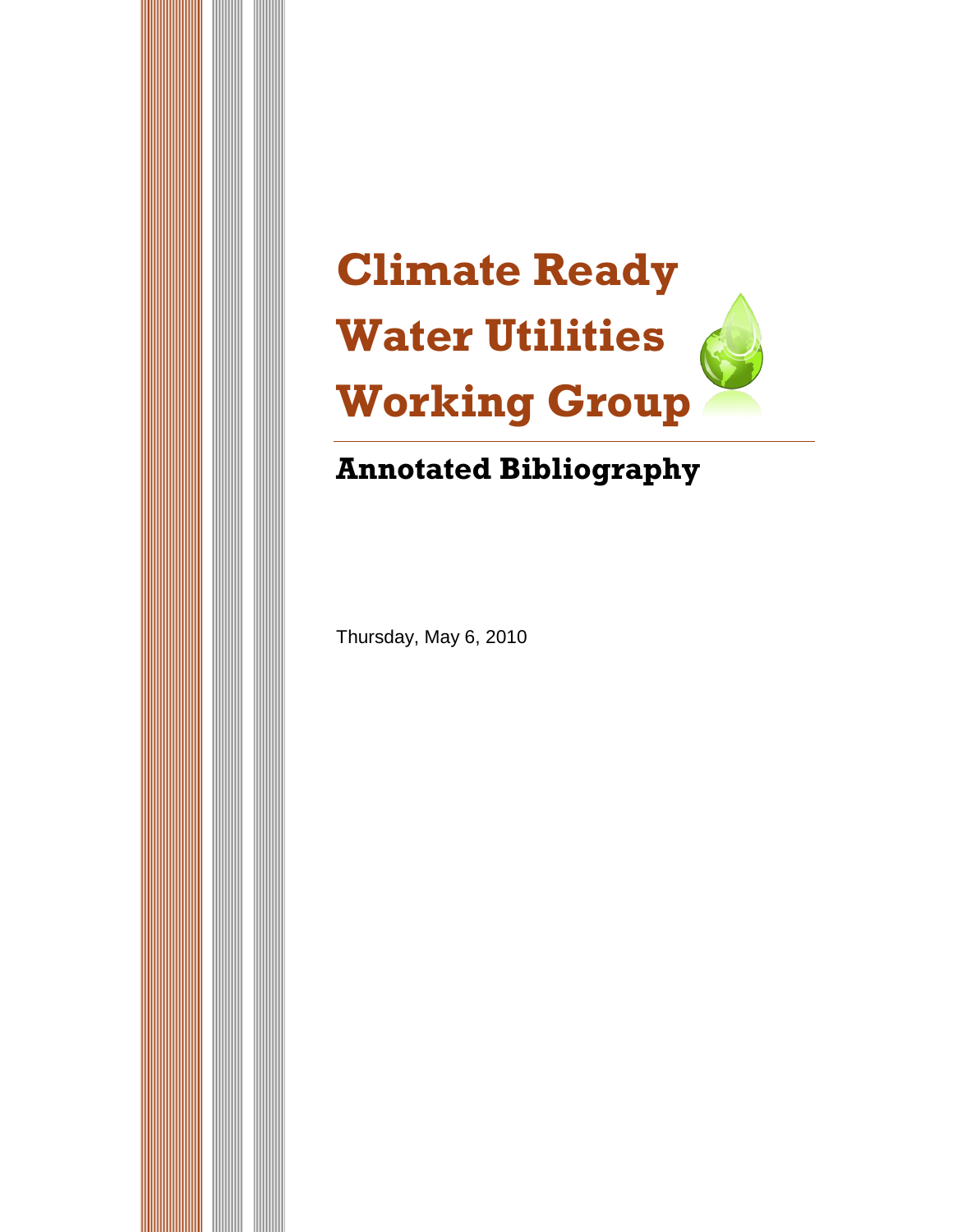# Climate Ready Water Utilities Working Group

## Annotated Bibliography

Thursday, May 6, 2010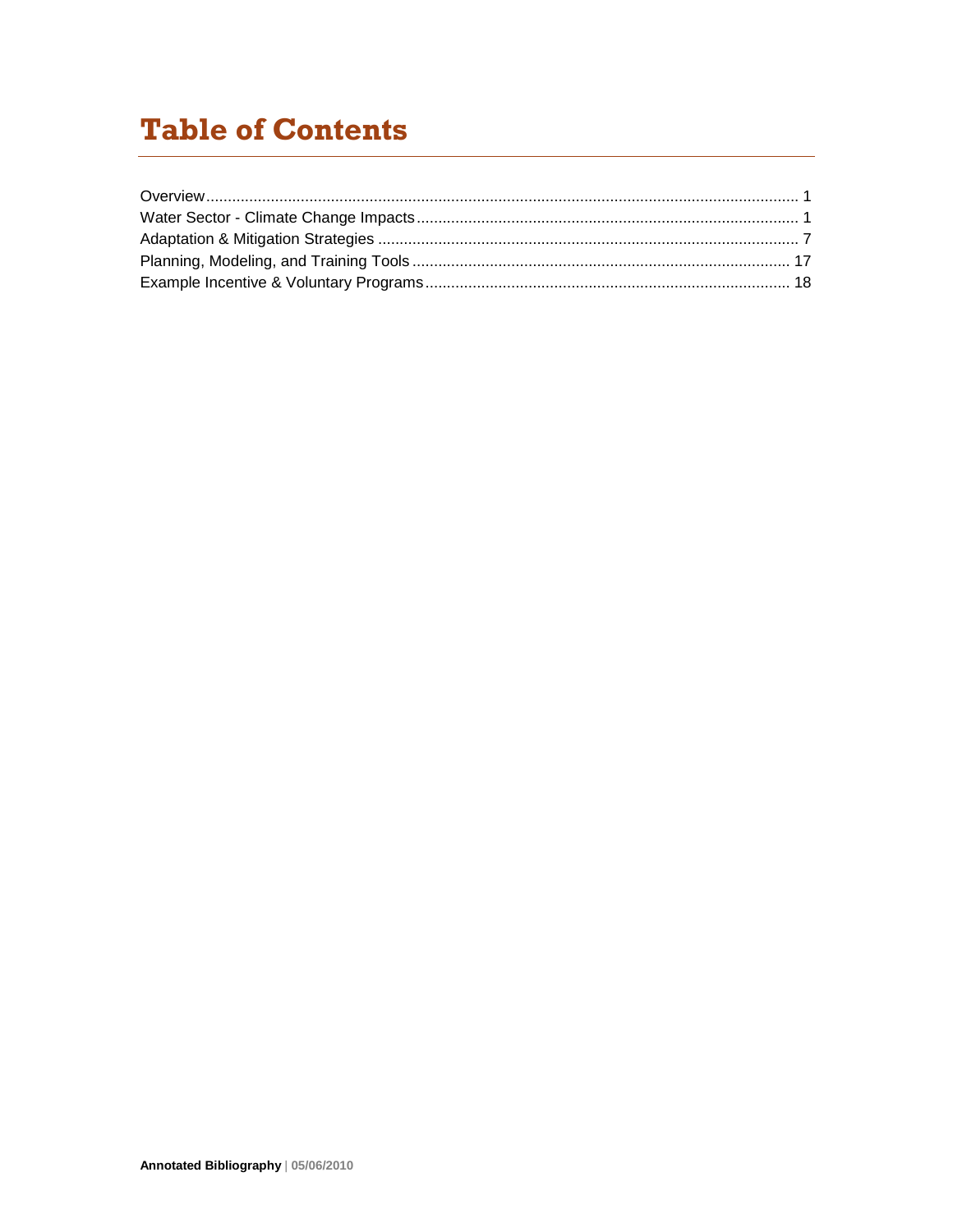# Table of Contents

Overview ... 1
Water Sector - Climate Change Impacts ... 1
Adaptation & Mitigation Strategies ... 7
Planning, Modeling, and Training Tools ... 17
Example Incentive & Voluntary Programs ... 18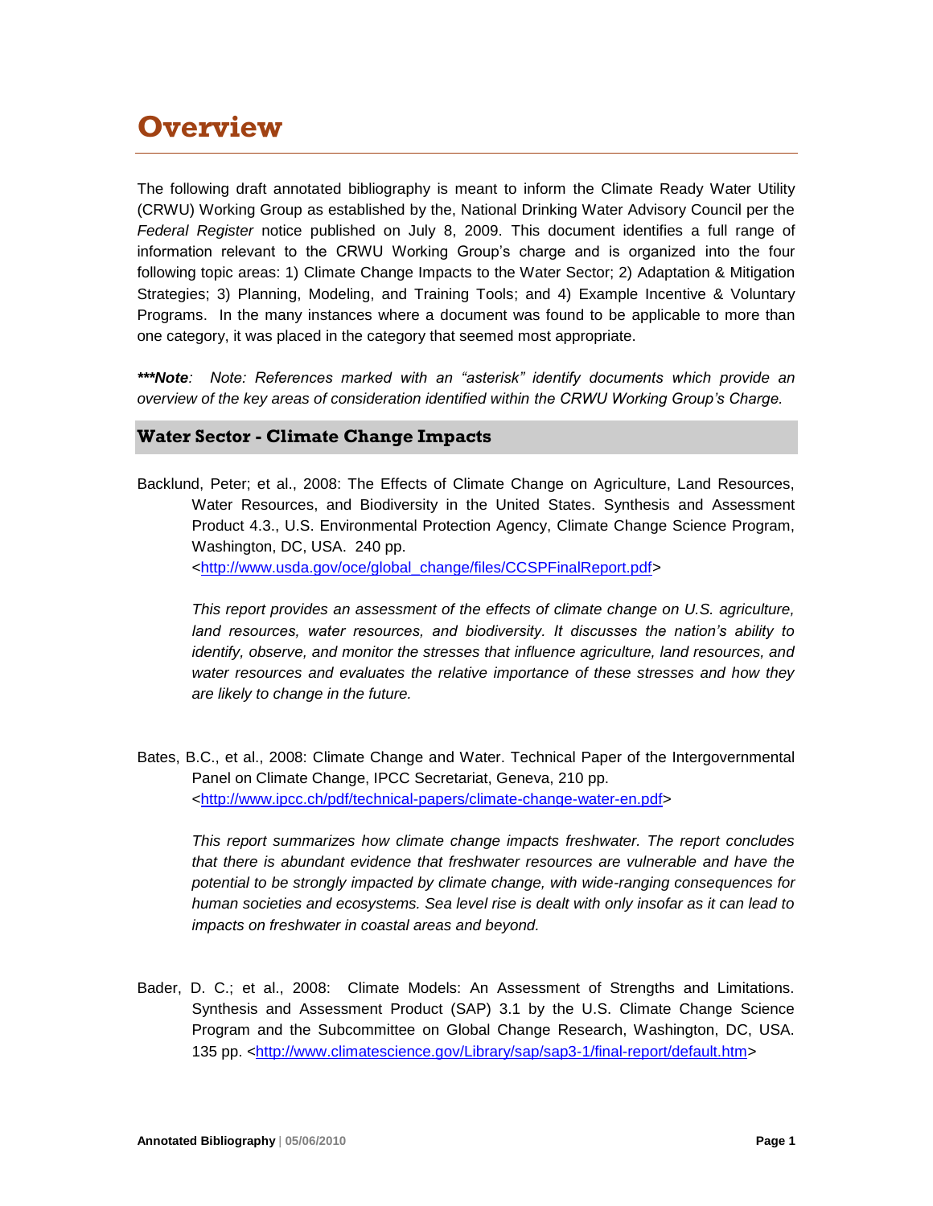# Overview

The following draft annotated bibliography is meant to inform the Climate Ready Water Utility (CRWU) Working Group as established by the, National Drinking Water Advisory Council per the *Federal Register* notice published on July 8, 2009. This document identifies a full range of information relevant to the CRWU Working Group's charge and is organized into the four following topic areas: 1) Climate Change Impacts to the Water Sector; 2) Adaptation & Mitigation Strategies; 3) Planning, Modeling, and Training Tools; and 4) Example Incentive & Voluntary Programs. In the many instances where a document was found to be applicable to more than one category, it was placed in the category that seemed most appropriate.

***\*\*\*Note**: Note: References marked with an "asterisk" identify documents which provide an overview of the key areas of consideration identified within the CRWU Working Group's Charge.*

## Water Sector - Climate Change Impacts

Backlund, Peter; et al., 2008: The Effects of Climate Change on Agriculture, Land Resources, Water Resources, and Biodiversity in the United States. Synthesis and Assessment Product 4.3., U.S. Environmental Protection Agency, Climate Change Science Program, Washington, DC, USA. 240 pp. <http://www.usda.gov/oce/global_change/files/CCSPFinalReport.pdf>

> *This report provides an assessment of the effects of climate change on U.S. agriculture, land resources, water resources, and biodiversity. It discusses the nation's ability to identify, observe, and monitor the stresses that influence agriculture, land resources, and water resources and evaluates the relative importance of these stresses and how they are likely to change in the future.*

Bates, B.C., et al., 2008: Climate Change and Water. Technical Paper of the Intergovernmental Panel on Climate Change, IPCC Secretariat, Geneva, 210 pp. <http://www.ipcc.ch/pdf/technical-papers/climate-change-water-en.pdf>

> *This report summarizes how climate change impacts freshwater. The report concludes that there is abundant evidence that freshwater resources are vulnerable and have the potential to be strongly impacted by climate change, with wide-ranging consequences for human societies and ecosystems. Sea level rise is dealt with only insofar as it can lead to impacts on freshwater in coastal areas and beyond.*

Bader, D. C.; et al., 2008: Climate Models: An Assessment of Strengths and Limitations. Synthesis and Assessment Product (SAP) 3.1 by the U.S. Climate Change Science Program and the Subcommittee on Global Change Research, Washington, DC, USA. 135 pp. <http://www.climatescience.gov/Library/sap/sap3-1/final-report/default.htm>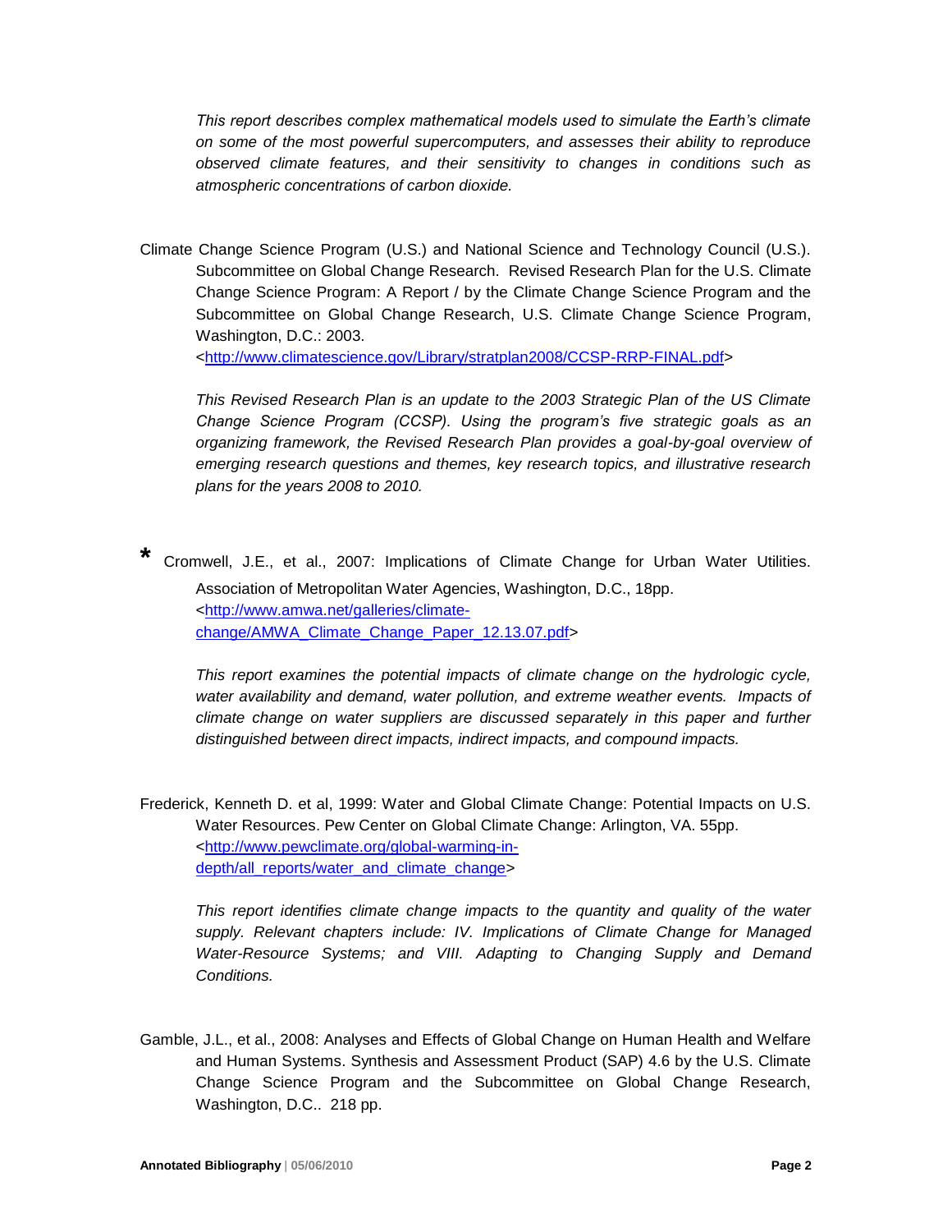*This report describes complex mathematical models used to simulate the Earth's climate on some of the most powerful supercomputers, and assesses their ability to reproduce observed climate features, and their sensitivity to changes in conditions such as atmospheric concentrations of carbon dioxide.*

Climate Change Science Program (U.S.) and National Science and Technology Council (U.S.). Subcommittee on Global Change Research. Revised Research Plan for the U.S. Climate Change Science Program: A Report / by the Climate Change Science Program and the Subcommittee on Global Change Research, U.S. Climate Change Science Program, Washington, D.C.: 2003.
<[http://www.climatescience.gov/Library/stratplan2008/CCSP-RRP-FINAL.pdf](http://www.climatescience.gov/Library/stratplan2008/CCSP-RRP-FINAL.pdf)>

*This Revised Research Plan is an update to the 2003 Strategic Plan of the US Climate Change Science Program (CCSP). Using the program's five strategic goals as an organizing framework, the Revised Research Plan provides a goal-by-goal overview of emerging research questions and themes, key research topics, and illustrative research plans for the years 2008 to 2010.*

**\*** Cromwell, J.E., et al., 2007: Implications of Climate Change for Urban Water Utilities. Association of Metropolitan Water Agencies, Washington, D.C., 18pp.
<[http://www.amwa.net/galleries/climate-change/AMWA_Climate_Change_Paper_12.13.07.pdf](http://www.amwa.net/galleries/climate-change/AMWA_Climate_Change_Paper_12.13.07.pdf)>

*This report examines the potential impacts of climate change on the hydrologic cycle, water availability and demand, water pollution, and extreme weather events. Impacts of climate change on water suppliers are discussed separately in this paper and further distinguished between direct impacts, indirect impacts, and compound impacts.*

Frederick, Kenneth D. et al, 1999: Water and Global Climate Change: Potential Impacts on U.S. Water Resources. Pew Center on Global Climate Change: Arlington, VA. 55pp.
<[http://www.pewclimate.org/global-warming-in-depth/all_reports/water_and_climate_change](http://www.pewclimate.org/global-warming-in-depth/all_reports/water_and_climate_change)>

*This report identifies climate change impacts to the quantity and quality of the water supply. Relevant chapters include: IV. Implications of Climate Change for Managed Water-Resource Systems; and VIII. Adapting to Changing Supply and Demand Conditions.*

Gamble, J.L., et al., 2008: Analyses and Effects of Global Change on Human Health and Welfare and Human Systems. Synthesis and Assessment Product (SAP) 4.6 by the U.S. Climate Change Science Program and the Subcommittee on Global Change Research, Washington, D.C.. 218 pp.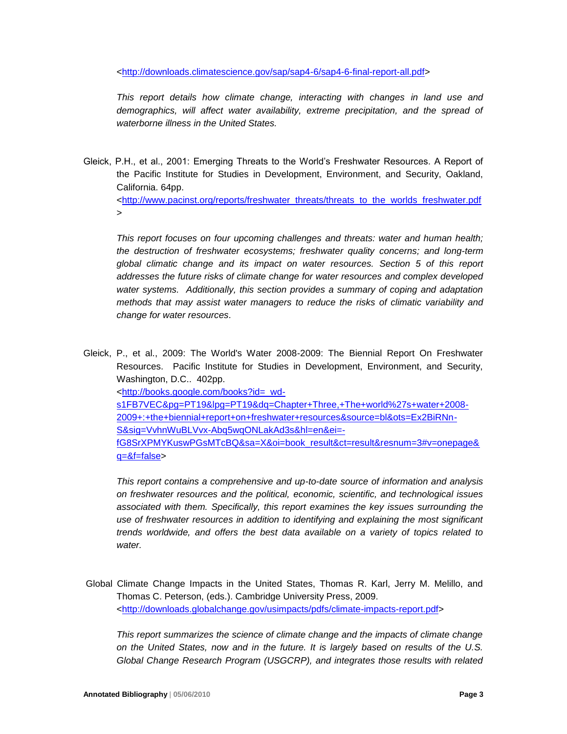<http://downloads.climatescience.gov/sap/sap4-6/sap4-6-final-report-all.pdf>

*This report details how climate change, interacting with changes in land use and demographics, will affect water availability, extreme precipitation, and the spread of waterborne illness in the United States.*

Gleick, P.H., et al., 2001: Emerging Threats to the World's Freshwater Resources. A Report of the Pacific Institute for Studies in Development, Environment, and Security, Oakland, California. 64pp. <http://www.pacinst.org/reports/freshwater_threats/threats_to_the_worlds_freshwater.pdf>

*This report focuses on four upcoming challenges and threats: water and human health; the destruction of freshwater ecosystems; freshwater quality concerns; and long-term global climatic change and its impact on water resources. Section 5 of this report addresses the future risks of climate change for water resources and complex developed water systems. Additionally, this section provides a summary of coping and adaptation methods that may assist water managers to reduce the risks of climatic variability and change for water resources.*

Gleick, P., et al., 2009: The World's Water 2008-2009: The Biennial Report On Freshwater Resources. Pacific Institute for Studies in Development, Environment, and Security, Washington, D.C.. 402pp. <http://books.google.com/books?id=_wd-s1FB7VEC&pg=PT19&lpg=PT19&dq=Chapter+Three,+The+world%27s+water+2008-2009+:+the+biennial+report+on+freshwater+resources&source=bl&ots=Ex2BiRNn-S&sig=VvhnWuBLVvx-Abq5wqONLakAd3s&hl=en&ei=-fG8SrXPMYKuswPGsMTcBQ&sa=X&oi=book_result&ct=result&resnum=3#v=onepage&q=&f=false>

*This report contains a comprehensive and up-to-date source of information and analysis on freshwater resources and the political, economic, scientific, and technological issues associated with them. Specifically, this report examines the key issues surrounding the use of freshwater resources in addition to identifying and explaining the most significant trends worldwide, and offers the best data available on a variety of topics related to water.*

Global Climate Change Impacts in the United States, Thomas R. Karl, Jerry M. Melillo, and Thomas C. Peterson, (eds.). Cambridge University Press, 2009. <http://downloads.globalchange.gov/usimpacts/pdfs/climate-impacts-report.pdf>

*This report summarizes the science of climate change and the impacts of climate change on the United States, now and in the future. It is largely based on results of the U.S. Global Change Research Program (USGCRP), and integrates those results with related*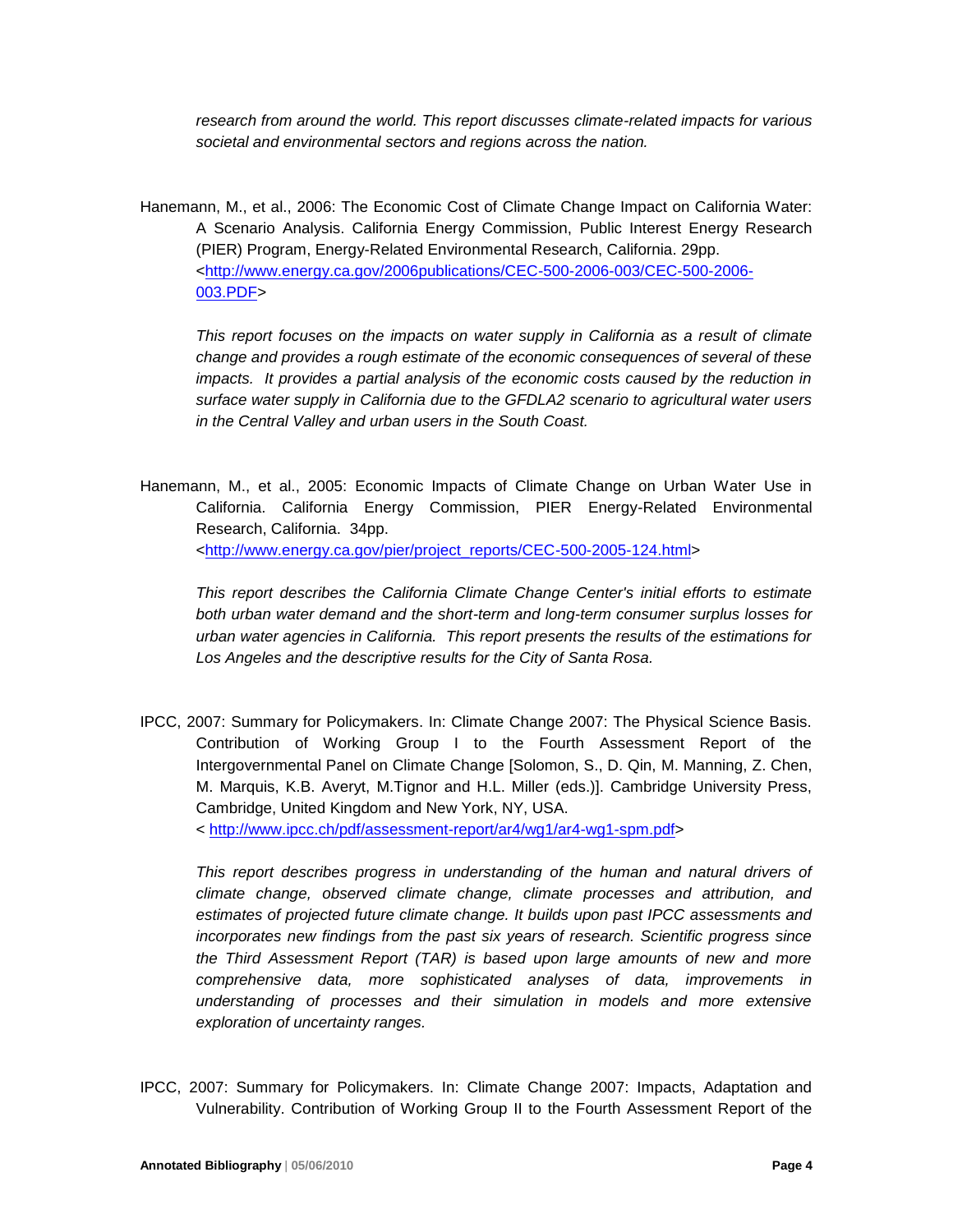*research from around the world. This report discusses climate-related impacts for various societal and environmental sectors and regions across the nation.*

Hanemann, M., et al., 2006: The Economic Cost of Climate Change Impact on California Water: A Scenario Analysis. California Energy Commission, Public Interest Energy Research (PIER) Program, Energy-Related Environmental Research, California. 29pp. <http://www.energy.ca.gov/2006publications/CEC-500-2006-003/CEC-500-2006-003.PDF>

*This report focuses on the impacts on water supply in California as a result of climate change and provides a rough estimate of the economic consequences of several of these impacts. It provides a partial analysis of the economic costs caused by the reduction in surface water supply in California due to the GFDLA2 scenario to agricultural water users in the Central Valley and urban users in the South Coast.*

Hanemann, M., et al., 2005: Economic Impacts of Climate Change on Urban Water Use in California. California Energy Commission, PIER Energy-Related Environmental Research, California. 34pp. <http://www.energy.ca.gov/pier/project_reports/CEC-500-2005-124.html>

*This report describes the California Climate Change Center's initial efforts to estimate both urban water demand and the short-term and long-term consumer surplus losses for urban water agencies in California. This report presents the results of the estimations for Los Angeles and the descriptive results for the City of Santa Rosa.*

IPCC, 2007: Summary for Policymakers. In: Climate Change 2007: The Physical Science Basis. Contribution of Working Group I to the Fourth Assessment Report of the Intergovernmental Panel on Climate Change [Solomon, S., D. Qin, M. Manning, Z. Chen, M. Marquis, K.B. Averyt, M.Tignor and H.L. Miller (eds.)]. Cambridge University Press, Cambridge, United Kingdom and New York, NY, USA. < http://www.ipcc.ch/pdf/assessment-report/ar4/wg1/ar4-wg1-spm.pdf>

*This report describes progress in understanding of the human and natural drivers of climate change, observed climate change, climate processes and attribution, and estimates of projected future climate change. It builds upon past IPCC assessments and incorporates new findings from the past six years of research. Scientific progress since the Third Assessment Report (TAR) is based upon large amounts of new and more comprehensive data, more sophisticated analyses of data, improvements in understanding of processes and their simulation in models and more extensive exploration of uncertainty ranges.*

IPCC, 2007: Summary for Policymakers. In: Climate Change 2007: Impacts, Adaptation and Vulnerability. Contribution of Working Group II to the Fourth Assessment Report of the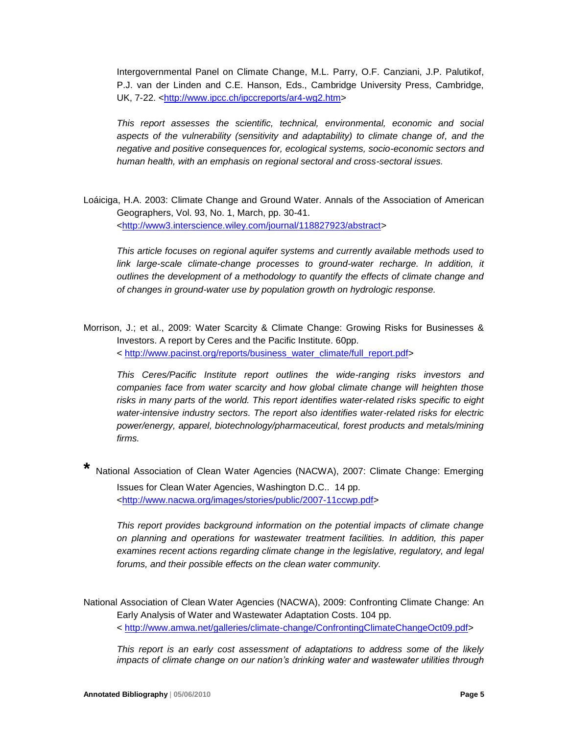Intergovernmental Panel on Climate Change, M.L. Parry, O.F. Canziani, J.P. Palutikof, P.J. van der Linden and C.E. Hanson, Eds., Cambridge University Press, Cambridge, UK, 7-22. <http://www.ipcc.ch/ipccreports/ar4-wg2.htm>

*This report assesses the scientific, technical, environmental, economic and social aspects of the vulnerability (sensitivity and adaptability) to climate change of, and the negative and positive consequences for, ecological systems, socio-economic sectors and human health, with an emphasis on regional sectoral and cross-sectoral issues.*

Loáiciga, H.A. 2003: Climate Change and Ground Water. Annals of the Association of American Geographers, Vol. 93, No. 1, March, pp. 30-41. <http://www3.interscience.wiley.com/journal/118827923/abstract>

*This article focuses on regional aquifer systems and currently available methods used to link large-scale climate-change processes to ground-water recharge. In addition, it outlines the development of a methodology to quantify the effects of climate change and of changes in ground-water use by population growth on hydrologic response.*

Morrison, J.; et al., 2009: Water Scarcity & Climate Change: Growing Risks for Businesses & Investors. A report by Ceres and the Pacific Institute. 60pp. < http://www.pacinst.org/reports/business_water_climate/full_report.pdf>

*This Ceres/Pacific Institute report outlines the wide-ranging risks investors and companies face from water scarcity and how global climate change will heighten those risks in many parts of the world. This report identifies water-related risks specific to eight water-intensive industry sectors. The report also identifies water-related risks for electric power/energy, apparel, biotechnology/pharmaceutical, forest products and metals/mining firms.*

* National Association of Clean Water Agencies (NACWA), 2007: Climate Change: Emerging Issues for Clean Water Agencies, Washington D.C.. 14 pp. <http://www.nacwa.org/images/stories/public/2007-11ccwp.pdf>

*This report provides background information on the potential impacts of climate change on planning and operations for wastewater treatment facilities. In addition, this paper examines recent actions regarding climate change in the legislative, regulatory, and legal forums, and their possible effects on the clean water community.*

National Association of Clean Water Agencies (NACWA), 2009: Confronting Climate Change: An Early Analysis of Water and Wastewater Adaptation Costs. 104 pp. < http://www.amwa.net/galleries/climate-change/ConfrontingClimateChangeOct09.pdf>

*This report is an early cost assessment of adaptations to address some of the likely impacts of climate change on our nation's drinking water and wastewater utilities through*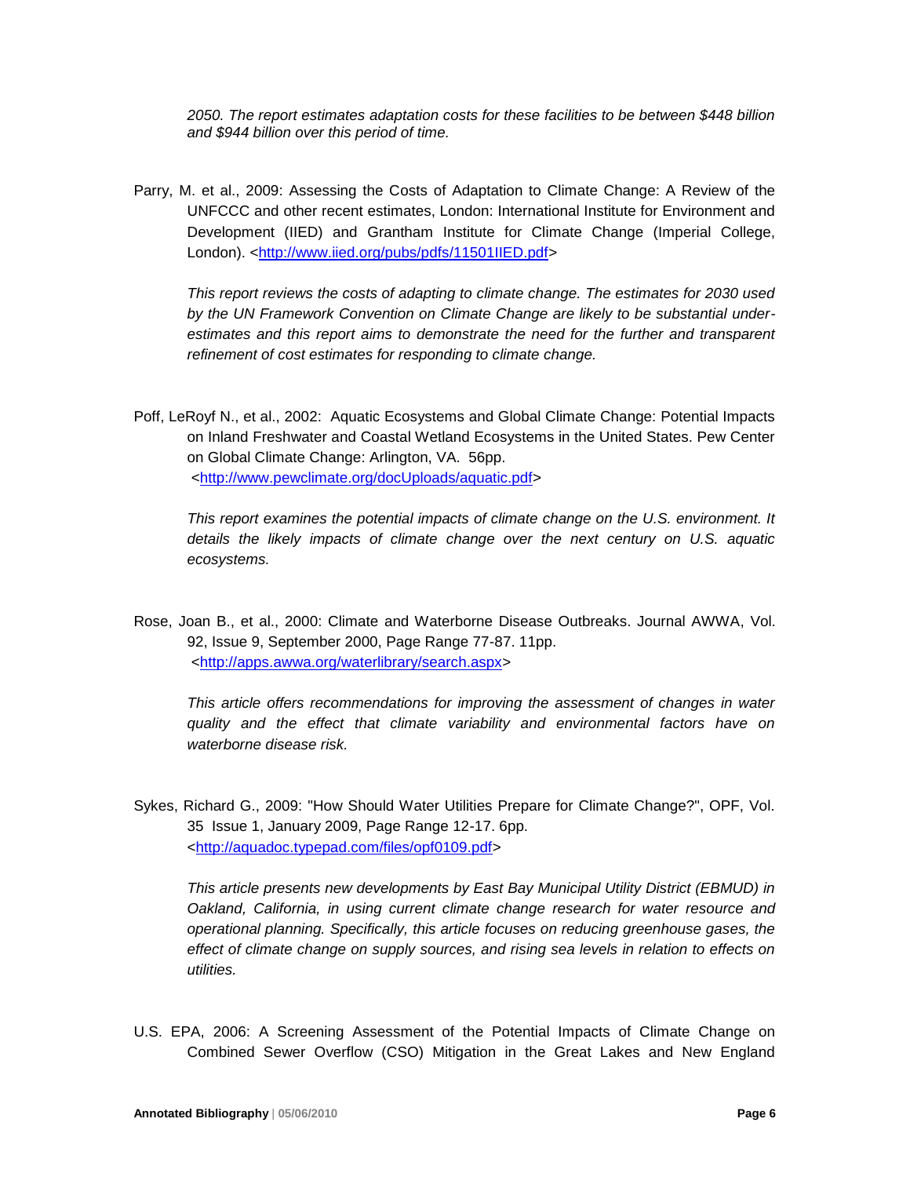*2050. The report estimates adaptation costs for these facilities to be between $448 billion and $944 billion over this period of time.*

Parry, M. et al., 2009: Assessing the Costs of Adaptation to Climate Change: A Review of the UNFCCC and other recent estimates, London: International Institute for Environment and Development (IIED) and Grantham Institute for Climate Change (Imperial College, London). <http://www.iied.org/pubs/pdfs/11501IIED.pdf>

*This report reviews the costs of adapting to climate change. The estimates for 2030 used by the UN Framework Convention on Climate Change are likely to be substantial under-estimates and this report aims to demonstrate the need for the further and transparent refinement of cost estimates for responding to climate change.*

Poff, LeRoyf N., et al., 2002: Aquatic Ecosystems and Global Climate Change: Potential Impacts on Inland Freshwater and Coastal Wetland Ecosystems in the United States. Pew Center on Global Climate Change: Arlington, VA. 56pp. <http://www.pewclimate.org/docUploads/aquatic.pdf>

*This report examines the potential impacts of climate change on the U.S. environment. It details the likely impacts of climate change over the next century on U.S. aquatic ecosystems.*

Rose, Joan B., et al., 2000: Climate and Waterborne Disease Outbreaks. Journal AWWA, Vol. 92, Issue 9, September 2000, Page Range 77-87. 11pp. <http://apps.awwa.org/waterlibrary/search.aspx>

*This article offers recommendations for improving the assessment of changes in water quality and the effect that climate variability and environmental factors have on waterborne disease risk.*

Sykes, Richard G., 2009: "How Should Water Utilities Prepare for Climate Change?", OPF, Vol. 35 Issue 1, January 2009, Page Range 12-17. 6pp. <http://aquadoc.typepad.com/files/opf0109.pdf>

*This article presents new developments by East Bay Municipal Utility District (EBMUD) in Oakland, California, in using current climate change research for water resource and operational planning. Specifically, this article focuses on reducing greenhouse gases, the effect of climate change on supply sources, and rising sea levels in relation to effects on utilities.*

U.S. EPA, 2006: A Screening Assessment of the Potential Impacts of Climate Change on Combined Sewer Overflow (CSO) Mitigation in the Great Lakes and New England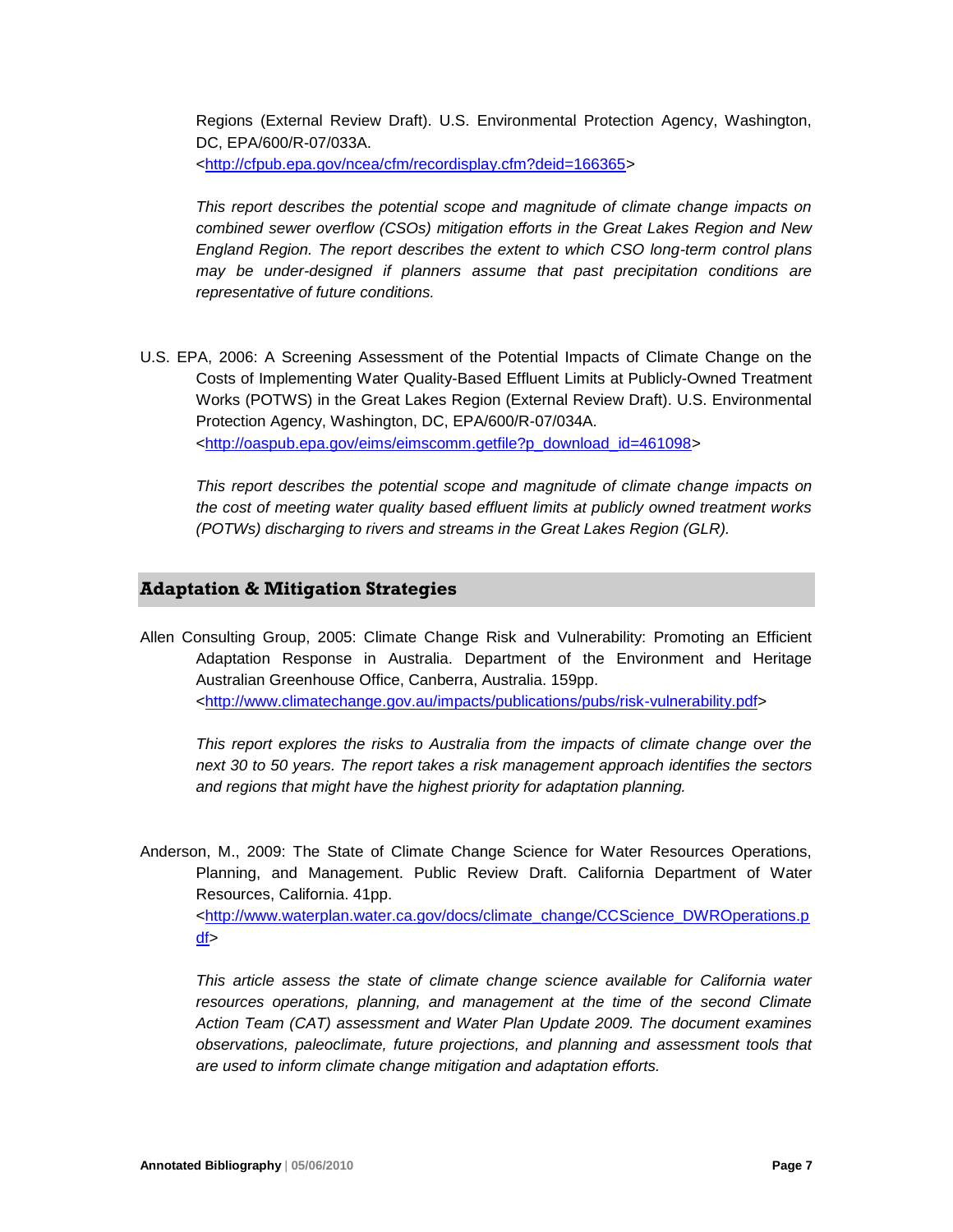Regions (External Review Draft). U.S. Environmental Protection Agency, Washington, DC, EPA/600/R-07/033A. <http://cfpub.epa.gov/ncea/cfm/recordisplay.cfm?deid=166365>

*This report describes the potential scope and magnitude of climate change impacts on combined sewer overflow (CSOs) mitigation efforts in the Great Lakes Region and New England Region. The report describes the extent to which CSO long-term control plans may be under-designed if planners assume that past precipitation conditions are representative of future conditions.*

U.S. EPA, 2006: A Screening Assessment of the Potential Impacts of Climate Change on the Costs of Implementing Water Quality-Based Effluent Limits at Publicly-Owned Treatment Works (POTWS) in the Great Lakes Region (External Review Draft). U.S. Environmental Protection Agency, Washington, DC, EPA/600/R-07/034A. <http://oaspub.epa.gov/eims/eimscomm.getfile?p_download_id=461098>

*This report describes the potential scope and magnitude of climate change impacts on the cost of meeting water quality based effluent limits at publicly owned treatment works (POTWs) discharging to rivers and streams in the Great Lakes Region (GLR).*

## Adaptation & Mitigation Strategies

Allen Consulting Group, 2005: Climate Change Risk and Vulnerability: Promoting an Efficient Adaptation Response in Australia. Department of the Environment and Heritage Australian Greenhouse Office, Canberra, Australia. 159pp. <http://www.climatechange.gov.au/impacts/publications/pubs/risk-vulnerability.pdf>

*This report explores the risks to Australia from the impacts of climate change over the next 30 to 50 years. The report takes a risk management approach identifies the sectors and regions that might have the highest priority for adaptation planning.*

Anderson, M., 2009: The State of Climate Change Science for Water Resources Operations, Planning, and Management. Public Review Draft. California Department of Water Resources, California. 41pp. <http://www.waterplan.water.ca.gov/docs/climate_change/CCScience_DWROperations.pdf>

*This article assess the state of climate change science available for California water resources operations, planning, and management at the time of the second Climate Action Team (CAT) assessment and Water Plan Update 2009. The document examines observations, paleoclimate, future projections, and planning and assessment tools that are used to inform climate change mitigation and adaptation efforts.*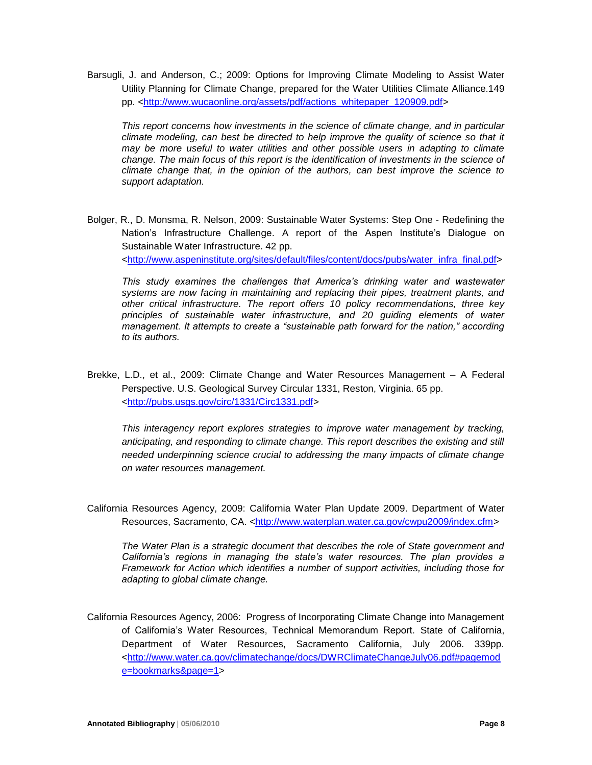Barsugli, J. and Anderson, C.; 2009: Options for Improving Climate Modeling to Assist Water Utility Planning for Climate Change, prepared for the Water Utilities Climate Alliance.149 pp. <http://www.wucaonline.org/assets/pdf/actions_whitepaper_120909.pdf>

*This report concerns how investments in the science of climate change, and in particular climate modeling, can best be directed to help improve the quality of science so that it may be more useful to water utilities and other possible users in adapting to climate change. The main focus of this report is the identification of investments in the science of climate change that, in the opinion of the authors, can best improve the science to support adaptation.*

Bolger, R., D. Monsma, R. Nelson, 2009: Sustainable Water Systems: Step One - Redefining the Nation's Infrastructure Challenge. A report of the Aspen Institute's Dialogue on Sustainable Water Infrastructure. 42 pp. <http://www.aspeninstitute.org/sites/default/files/content/docs/pubs/water_infra_final.pdf>

*This study examines the challenges that America's drinking water and wastewater systems are now facing in maintaining and replacing their pipes, treatment plants, and other critical infrastructure. The report offers 10 policy recommendations, three key principles of sustainable water infrastructure, and 20 guiding elements of water management. It attempts to create a "sustainable path forward for the nation," according to its authors.*

Brekke, L.D., et al., 2009: Climate Change and Water Resources Management – A Federal Perspective. U.S. Geological Survey Circular 1331, Reston, Virginia. 65 pp. <http://pubs.usgs.gov/circ/1331/Circ1331.pdf>

*This interagency report explores strategies to improve water management by tracking, anticipating, and responding to climate change. This report describes the existing and still needed underpinning science crucial to addressing the many impacts of climate change on water resources management.*

California Resources Agency, 2009: California Water Plan Update 2009. Department of Water Resources, Sacramento, CA. <http://www.waterplan.water.ca.gov/cwpu2009/index.cfm>

*The Water Plan is a strategic document that describes the role of State government and California's regions in managing the state's water resources. The plan provides a Framework for Action which identifies a number of support activities, including those for adapting to global climate change.*

California Resources Agency, 2006: Progress of Incorporating Climate Change into Management of California's Water Resources, Technical Memorandum Report. State of California, Department of Water Resources, Sacramento California, July 2006. 339pp. <http://www.water.ca.gov/climatechange/docs/DWRClimateChangeJuly06.pdf#pagemode=bookmarks&page=1>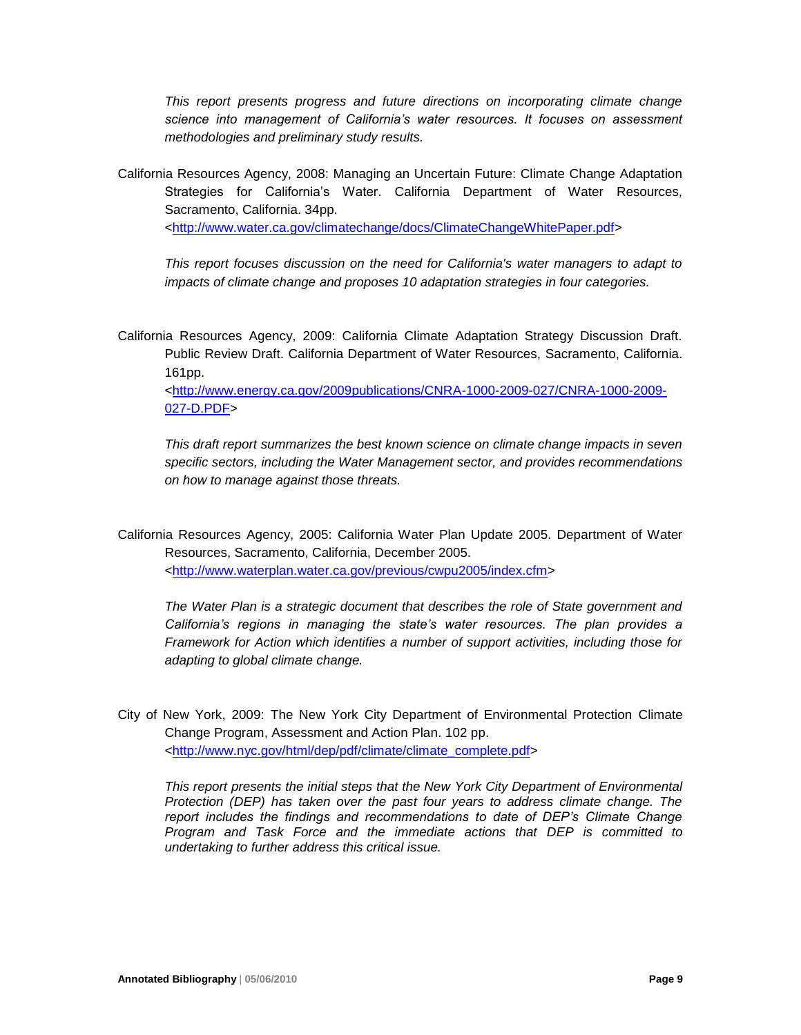*This report presents progress and future directions on incorporating climate change science into management of California's water resources. It focuses on assessment methodologies and preliminary study results.*

California Resources Agency, 2008: Managing an Uncertain Future: Climate Change Adaptation Strategies for California's Water. California Department of Water Resources, Sacramento, California. 34pp. <http://www.water.ca.gov/climatechange/docs/ClimateChangeWhitePaper.pdf>

*This report focuses discussion on the need for California's water managers to adapt to impacts of climate change and proposes 10 adaptation strategies in four categories.*

California Resources Agency, 2009: California Climate Adaptation Strategy Discussion Draft. Public Review Draft. California Department of Water Resources, Sacramento, California. 161pp. <http://www.energy.ca.gov/2009publications/CNRA-1000-2009-027/CNRA-1000-2009-027-D.PDF>

*This draft report summarizes the best known science on climate change impacts in seven specific sectors, including the Water Management sector, and provides recommendations on how to manage against those threats.*

California Resources Agency, 2005: California Water Plan Update 2005. Department of Water Resources, Sacramento, California, December 2005. <http://www.waterplan.water.ca.gov/previous/cwpu2005/index.cfm>

*The Water Plan is a strategic document that describes the role of State government and California's regions in managing the state's water resources. The plan provides a Framework for Action which identifies a number of support activities, including those for adapting to global climate change.*

City of New York, 2009: The New York City Department of Environmental Protection Climate Change Program, Assessment and Action Plan. 102 pp. <http://www.nyc.gov/html/dep/pdf/climate/climate_complete.pdf>

*This report presents the initial steps that the New York City Department of Environmental Protection (DEP) has taken over the past four years to address climate change. The report includes the findings and recommendations to date of DEP's Climate Change Program and Task Force and the immediate actions that DEP is committed to undertaking to further address this critical issue.*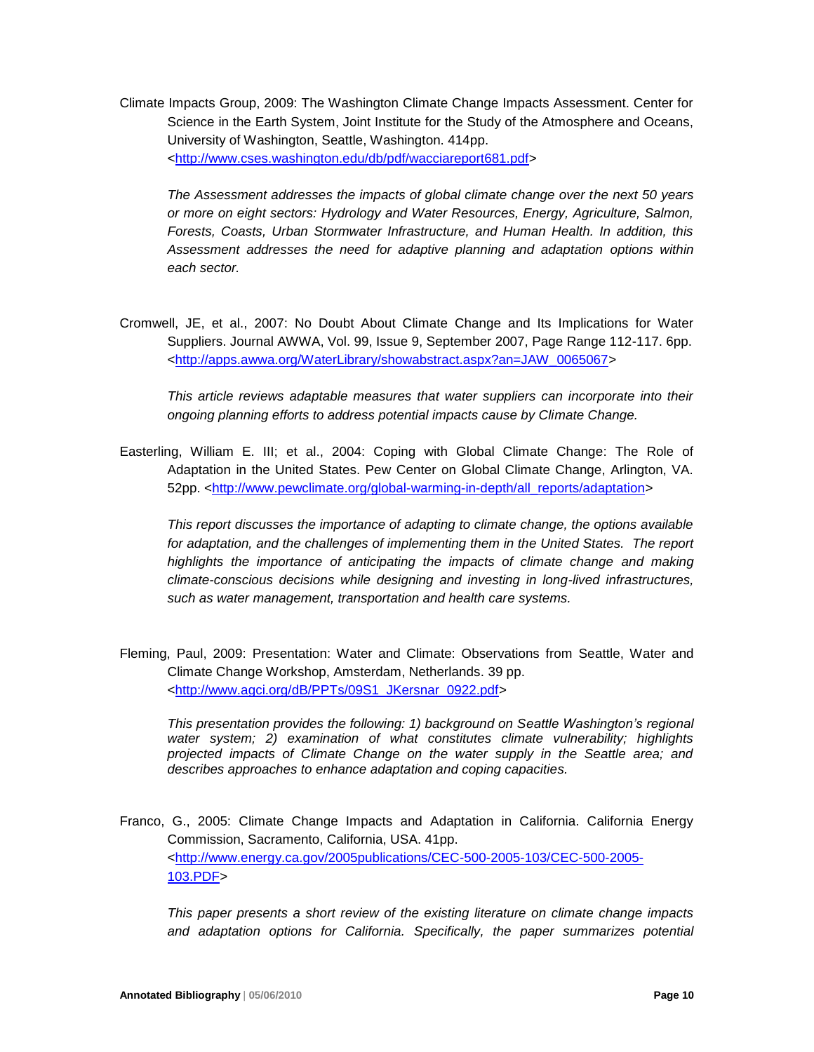Climate Impacts Group, 2009: The Washington Climate Change Impacts Assessment. Center for Science in the Earth System, Joint Institute for the Study of the Atmosphere and Oceans, University of Washington, Seattle, Washington. 414pp. <http://www.cses.washington.edu/db/pdf/wacciareport681.pdf>

*The Assessment addresses the impacts of global climate change over the next 50 years or more on eight sectors: Hydrology and Water Resources, Energy, Agriculture, Salmon, Forests, Coasts, Urban Stormwater Infrastructure, and Human Health. In addition, this Assessment addresses the need for adaptive planning and adaptation options within each sector.*

Cromwell, JE, et al., 2007: No Doubt About Climate Change and Its Implications for Water Suppliers. Journal AWWA, Vol. 99, Issue 9, September 2007, Page Range 112-117. 6pp. <http://apps.awwa.org/WaterLibrary/showabstract.aspx?an=JAW_0065067>

*This article reviews adaptable measures that water suppliers can incorporate into their ongoing planning efforts to address potential impacts cause by Climate Change.*

Easterling, William E. III; et al., 2004: Coping with Global Climate Change: The Role of Adaptation in the United States. Pew Center on Global Climate Change, Arlington, VA. 52pp. <http://www.pewclimate.org/global-warming-in-depth/all_reports/adaptation>

*This report discusses the importance of adapting to climate change, the options available for adaptation, and the challenges of implementing them in the United States. The report highlights the importance of anticipating the impacts of climate change and making climate-conscious decisions while designing and investing in long-lived infrastructures, such as water management, transportation and health care systems.*

Fleming, Paul, 2009: Presentation: Water and Climate: Observations from Seattle, Water and Climate Change Workshop, Amsterdam, Netherlands. 39 pp. <http://www.agci.org/dB/PPTs/09S1_JKersnar_0922.pdf>

*This presentation provides the following: 1) background on Seattle Washington's regional water system; 2) examination of what constitutes climate vulnerability; highlights projected impacts of Climate Change on the water supply in the Seattle area; and describes approaches to enhance adaptation and coping capacities.*

Franco, G., 2005: Climate Change Impacts and Adaptation in California. California Energy Commission, Sacramento, California, USA. 41pp. <http://www.energy.ca.gov/2005publications/CEC-500-2005-103/CEC-500-2005-103.PDF>

*This paper presents a short review of the existing literature on climate change impacts and adaptation options for California. Specifically, the paper summarizes potential*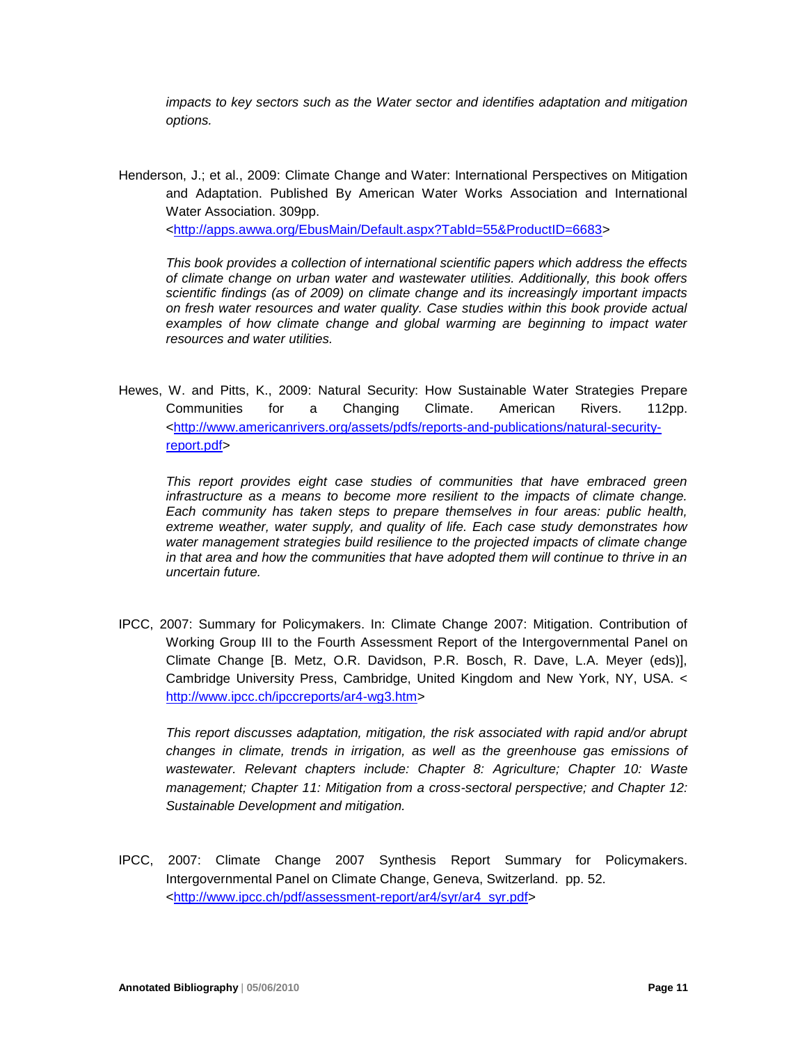*impacts to key sectors such as the Water sector and identifies adaptation and mitigation options.*

Henderson, J.; et al., 2009: Climate Change and Water: International Perspectives on Mitigation and Adaptation. Published By American Water Works Association and International Water Association. 309pp. <http://apps.awwa.org/EbusMain/Default.aspx?TabId=55&ProductID=6683>

*This book provides a collection of international scientific papers which address the effects of climate change on urban water and wastewater utilities. Additionally, this book offers scientific findings (as of 2009) on climate change and its increasingly important impacts on fresh water resources and water quality. Case studies within this book provide actual examples of how climate change and global warming are beginning to impact water resources and water utilities.*

Hewes, W. and Pitts, K., 2009: Natural Security: How Sustainable Water Strategies Prepare Communities for a Changing Climate. American Rivers. 112pp. <http://www.americanrivers.org/assets/pdfs/reports-and-publications/natural-security-report.pdf>

*This report provides eight case studies of communities that have embraced green infrastructure as a means to become more resilient to the impacts of climate change. Each community has taken steps to prepare themselves in four areas: public health, extreme weather, water supply, and quality of life. Each case study demonstrates how water management strategies build resilience to the projected impacts of climate change in that area and how the communities that have adopted them will continue to thrive in an uncertain future.*

IPCC, 2007: Summary for Policymakers. In: Climate Change 2007: Mitigation. Contribution of Working Group III to the Fourth Assessment Report of the Intergovernmental Panel on Climate Change [B. Metz, O.R. Davidson, P.R. Bosch, R. Dave, L.A. Meyer (eds)], Cambridge University Press, Cambridge, United Kingdom and New York, NY, USA. < http://www.ipcc.ch/ipccreports/ar4-wg3.htm>

*This report discusses adaptation, mitigation, the risk associated with rapid and/or abrupt changes in climate, trends in irrigation, as well as the greenhouse gas emissions of wastewater. Relevant chapters include: Chapter 8: Agriculture; Chapter 10: Waste management; Chapter 11: Mitigation from a cross-sectoral perspective; and Chapter 12: Sustainable Development and mitigation.*

IPCC, 2007: Climate Change 2007 Synthesis Report Summary for Policymakers. Intergovernmental Panel on Climate Change, Geneva, Switzerland. pp. 52. <http://www.ipcc.ch/pdf/assessment-report/ar4/syr/ar4_syr.pdf>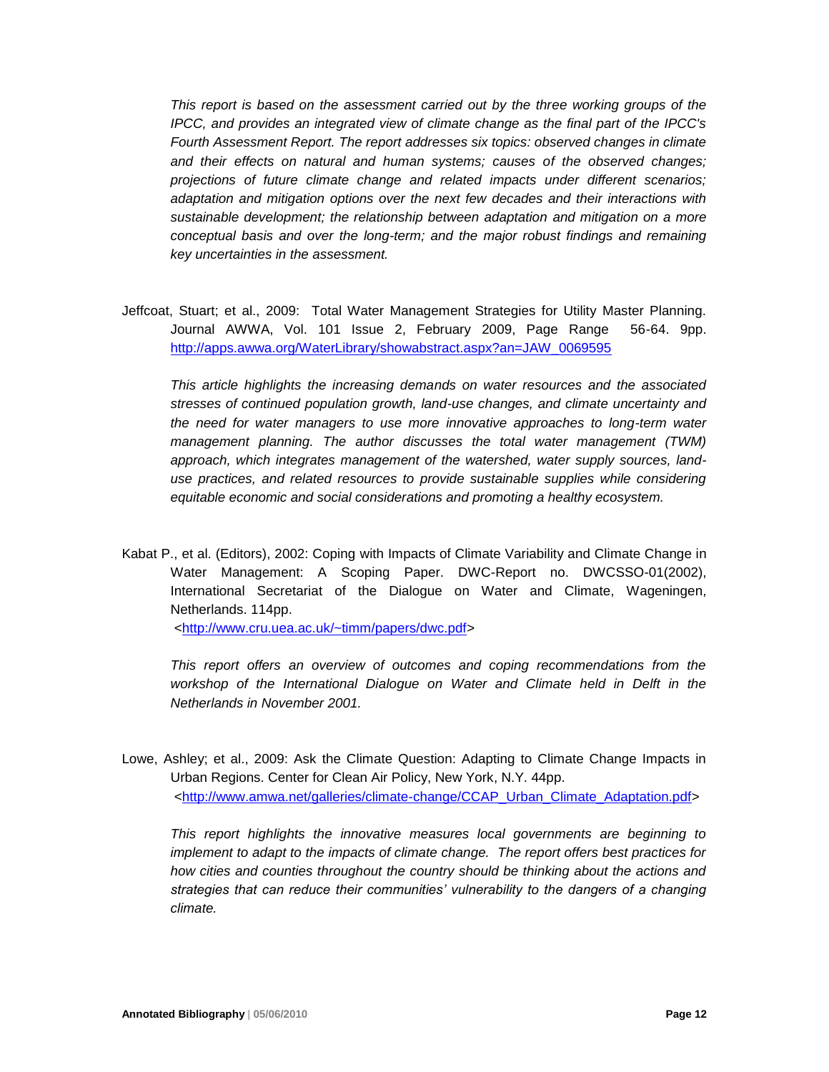*This report is based on the assessment carried out by the three working groups of the IPCC, and provides an integrated view of climate change as the final part of the IPCC's Fourth Assessment Report. The report addresses six topics: observed changes in climate and their effects on natural and human systems; causes of the observed changes; projections of future climate change and related impacts under different scenarios; adaptation and mitigation options over the next few decades and their interactions with sustainable development; the relationship between adaptation and mitigation on a more conceptual basis and over the long-term; and the major robust findings and remaining key uncertainties in the assessment.*

Jeffcoat, Stuart; et al., 2009: Total Water Management Strategies for Utility Master Planning. Journal AWWA, Vol. 101 Issue 2, February 2009, Page Range 56-64. 9pp. http://apps.awwa.org/WaterLibrary/showabstract.aspx?an=JAW_0069595

*This article highlights the increasing demands on water resources and the associated stresses of continued population growth, land-use changes, and climate uncertainty and the need for water managers to use more innovative approaches to long-term water management planning. The author discusses the total water management (TWM) approach, which integrates management of the watershed, water supply sources, land-use practices, and related resources to provide sustainable supplies while considering equitable economic and social considerations and promoting a healthy ecosystem.*

Kabat P., et al. (Editors), 2002: Coping with Impacts of Climate Variability and Climate Change in Water Management: A Scoping Paper. DWC-Report no. DWCSSO-01(2002), International Secretariat of the Dialogue on Water and Climate, Wageningen, Netherlands. 114pp. <http://www.cru.uea.ac.uk/~timm/papers/dwc.pdf>

*This report offers an overview of outcomes and coping recommendations from the workshop of the International Dialogue on Water and Climate held in Delft in the Netherlands in November 2001.*

Lowe, Ashley; et al., 2009: Ask the Climate Question: Adapting to Climate Change Impacts in Urban Regions. Center for Clean Air Policy, New York, N.Y. 44pp. <http://www.amwa.net/galleries/climate-change/CCAP_Urban_Climate_Adaptation.pdf>

*This report highlights the innovative measures local governments are beginning to implement to adapt to the impacts of climate change. The report offers best practices for how cities and counties throughout the country should be thinking about the actions and strategies that can reduce their communities' vulnerability to the dangers of a changing climate.*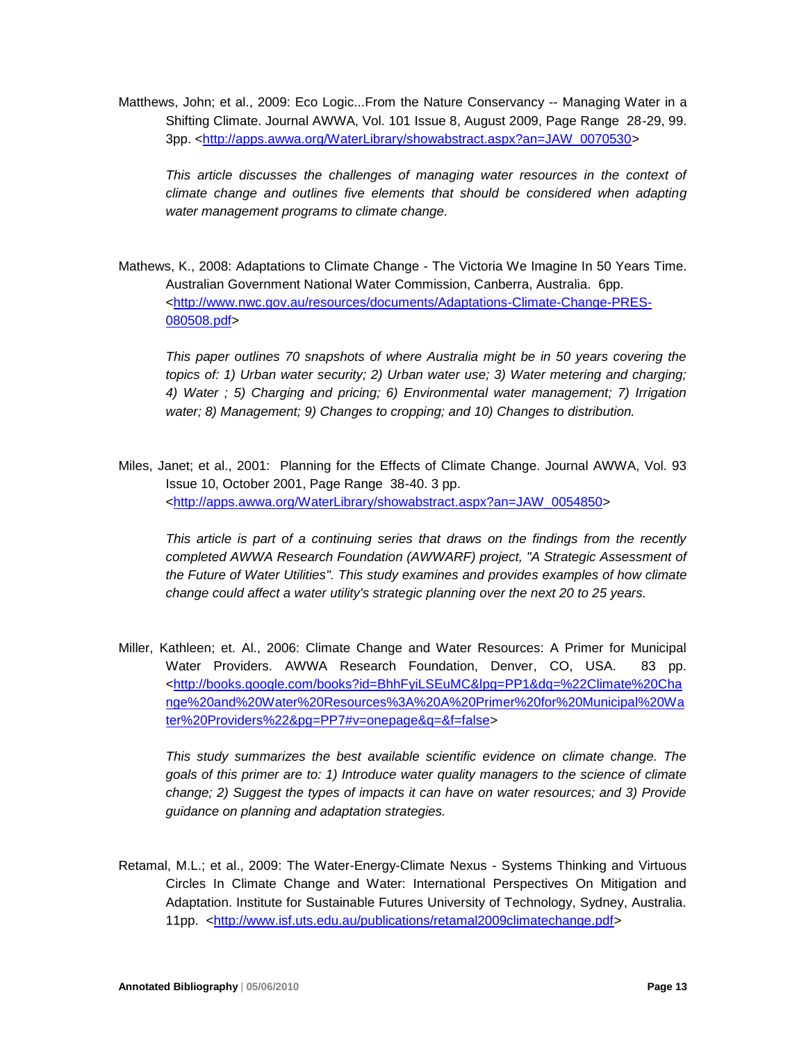Matthews, John; et al., 2009: Eco Logic...From the Nature Conservancy -- Managing Water in a Shifting Climate. Journal AWWA, Vol. 101 Issue 8, August 2009, Page Range 28-29, 99. 3pp. <http://apps.awwa.org/WaterLibrary/showabstract.aspx?an=JAW_0070530>

*This article discusses the challenges of managing water resources in the context of climate change and outlines five elements that should be considered when adapting water management programs to climate change.*

Mathews, K., 2008: Adaptations to Climate Change - The Victoria We Imagine In 50 Years Time. Australian Government National Water Commission, Canberra, Australia. 6pp. <http://www.nwc.gov.au/resources/documents/Adaptations-Climate-Change-PRES-080508.pdf>

*This paper outlines 70 snapshots of where Australia might be in 50 years covering the topics of: 1) Urban water security; 2) Urban water use; 3) Water metering and charging; 4) Water ; 5) Charging and pricing; 6) Environmental water management; 7) Irrigation water; 8) Management; 9) Changes to cropping; and 10) Changes to distribution.*

Miles, Janet; et al., 2001: Planning for the Effects of Climate Change. Journal AWWA, Vol. 93 Issue 10, October 2001, Page Range 38-40. 3 pp. <http://apps.awwa.org/WaterLibrary/showabstract.aspx?an=JAW_0054850>

*This article is part of a continuing series that draws on the findings from the recently completed AWWA Research Foundation (AWWARF) project, "A Strategic Assessment of the Future of Water Utilities". This study examines and provides examples of how climate change could affect a water utility's strategic planning over the next 20 to 25 years.*

Miller, Kathleen; et. Al., 2006: Climate Change and Water Resources: A Primer for Municipal Water Providers. AWWA Research Foundation, Denver, CO, USA. 83 pp. <http://books.google.com/books?id=BhhFyiLSEuMC&lpg=PP1&dq=%22Climate%20Change%20and%20Water%20Resources%3A%20A%20Primer%20for%20Municipal%20Water%20Providers%22&pg=PP7#v=onepage&q=&f=false>

*This study summarizes the best available scientific evidence on climate change. The goals of this primer are to: 1) Introduce water quality managers to the science of climate change; 2) Suggest the types of impacts it can have on water resources; and 3) Provide guidance on planning and adaptation strategies.*

Retamal, M.L.; et al., 2009: The Water-Energy-Climate Nexus - Systems Thinking and Virtuous Circles In Climate Change and Water: International Perspectives On Mitigation and Adaptation. Institute for Sustainable Futures University of Technology, Sydney, Australia. 11pp. <http://www.isf.uts.edu.au/publications/retamal2009climatechange.pdf>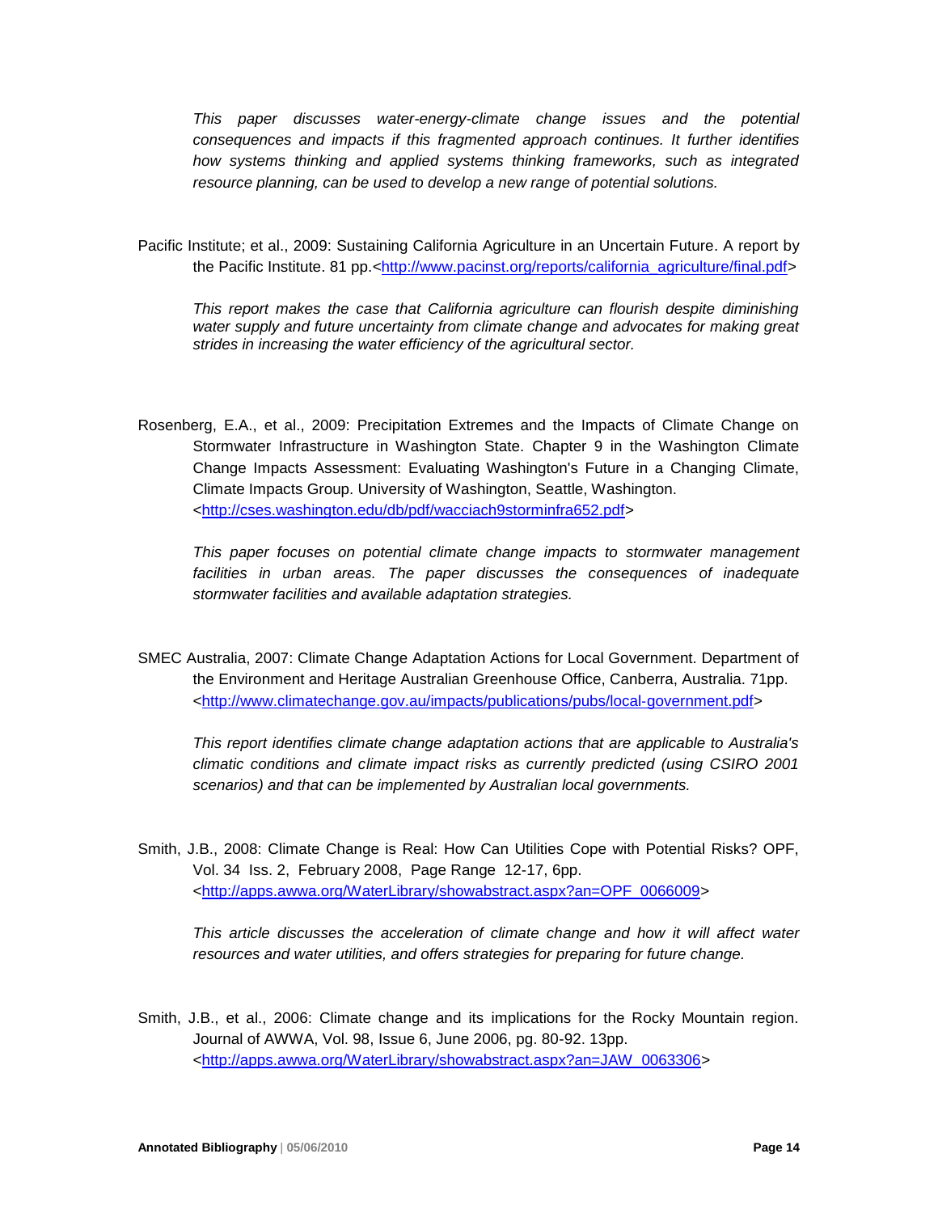*This paper discusses water-energy-climate change issues and the potential consequences and impacts if this fragmented approach continues. It further identifies how systems thinking and applied systems thinking frameworks, such as integrated resource planning, can be used to develop a new range of potential solutions.*

Pacific Institute; et al., 2009: Sustaining California Agriculture in an Uncertain Future. A report by the Pacific Institute. 81 pp.<http://www.pacinst.org/reports/california_agriculture/final.pdf>

*This report makes the case that California agriculture can flourish despite diminishing water supply and future uncertainty from climate change and advocates for making great strides in increasing the water efficiency of the agricultural sector.*

Rosenberg, E.A., et al., 2009: Precipitation Extremes and the Impacts of Climate Change on Stormwater Infrastructure in Washington State. Chapter 9 in the Washington Climate Change Impacts Assessment: Evaluating Washington's Future in a Changing Climate, Climate Impacts Group. University of Washington, Seattle, Washington. <http://cses.washington.edu/db/pdf/wacciach9storminfra652.pdf>

*This paper focuses on potential climate change impacts to stormwater management facilities in urban areas. The paper discusses the consequences of inadequate stormwater facilities and available adaptation strategies.*

SMEC Australia, 2007: Climate Change Adaptation Actions for Local Government. Department of the Environment and Heritage Australian Greenhouse Office, Canberra, Australia. 71pp. <http://www.climatechange.gov.au/impacts/publications/pubs/local-government.pdf>

*This report identifies climate change adaptation actions that are applicable to Australia's climatic conditions and climate impact risks as currently predicted (using CSIRO 2001 scenarios) and that can be implemented by Australian local governments.*

Smith, J.B., 2008: Climate Change is Real: How Can Utilities Cope with Potential Risks? OPF, Vol. 34 Iss. 2, February 2008, Page Range 12-17, 6pp. <http://apps.awwa.org/WaterLibrary/showabstract.aspx?an=OPF_0066009>

*This article discusses the acceleration of climate change and how it will affect water resources and water utilities, and offers strategies for preparing for future change.*

Smith, J.B., et al., 2006: Climate change and its implications for the Rocky Mountain region. Journal of AWWA, Vol. 98, Issue 6, June 2006, pg. 80-92. 13pp. <http://apps.awwa.org/WaterLibrary/showabstract.aspx?an=JAW_0063306>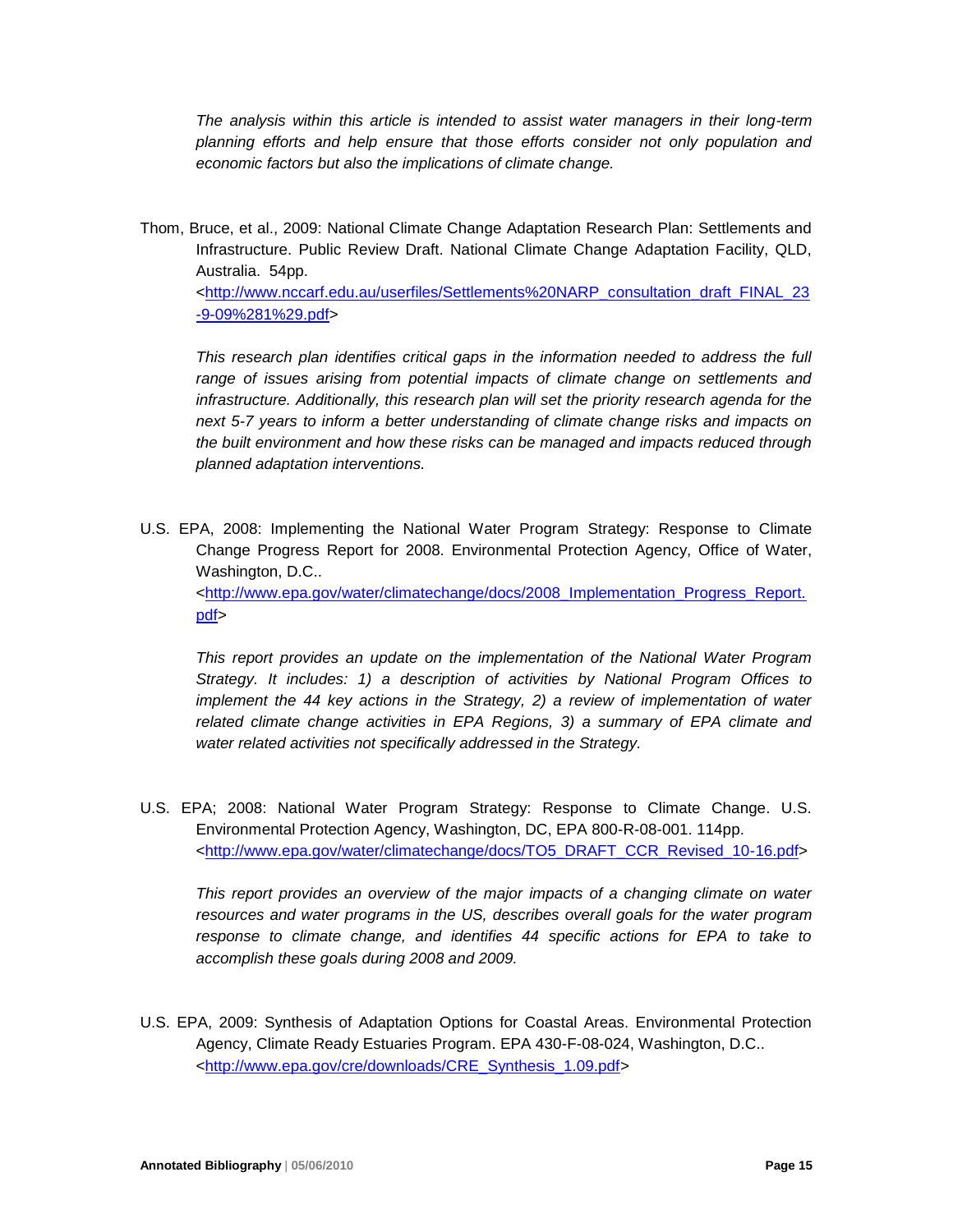*The analysis within this article is intended to assist water managers in their long-term planning efforts and help ensure that those efforts consider not only population and economic factors but also the implications of climate change.*

Thom, Bruce, et al., 2009: National Climate Change Adaptation Research Plan: Settlements and Infrastructure. Public Review Draft. National Climate Change Adaptation Facility, QLD, Australia. 54pp. <http://www.nccarf.edu.au/userfiles/Settlements%20NARP_consultation_draft_FINAL_23-9-09%281%29.pdf>

*This research plan identifies critical gaps in the information needed to address the full range of issues arising from potential impacts of climate change on settlements and infrastructure. Additionally, this research plan will set the priority research agenda for the next 5-7 years to inform a better understanding of climate change risks and impacts on the built environment and how these risks can be managed and impacts reduced through planned adaptation interventions.*

U.S. EPA, 2008: Implementing the National Water Program Strategy: Response to Climate Change Progress Report for 2008. Environmental Protection Agency, Office of Water, Washington, D.C.. <http://www.epa.gov/water/climatechange/docs/2008_Implementation_Progress_Report.pdf>

*This report provides an update on the implementation of the National Water Program Strategy. It includes: 1) a description of activities by National Program Offices to implement the 44 key actions in the Strategy, 2) a review of implementation of water related climate change activities in EPA Regions, 3) a summary of EPA climate and water related activities not specifically addressed in the Strategy.*

U.S. EPA; 2008: National Water Program Strategy: Response to Climate Change. U.S. Environmental Protection Agency, Washington, DC, EPA 800-R-08-001. 114pp. <http://www.epa.gov/water/climatechange/docs/TO5_DRAFT_CCR_Revised_10-16.pdf>

*This report provides an overview of the major impacts of a changing climate on water resources and water programs in the US, describes overall goals for the water program response to climate change, and identifies 44 specific actions for EPA to take to accomplish these goals during 2008 and 2009.*

U.S. EPA, 2009: Synthesis of Adaptation Options for Coastal Areas. Environmental Protection Agency, Climate Ready Estuaries Program. EPA 430-F-08-024, Washington, D.C.. <http://www.epa.gov/cre/downloads/CRE_Synthesis_1.09.pdf>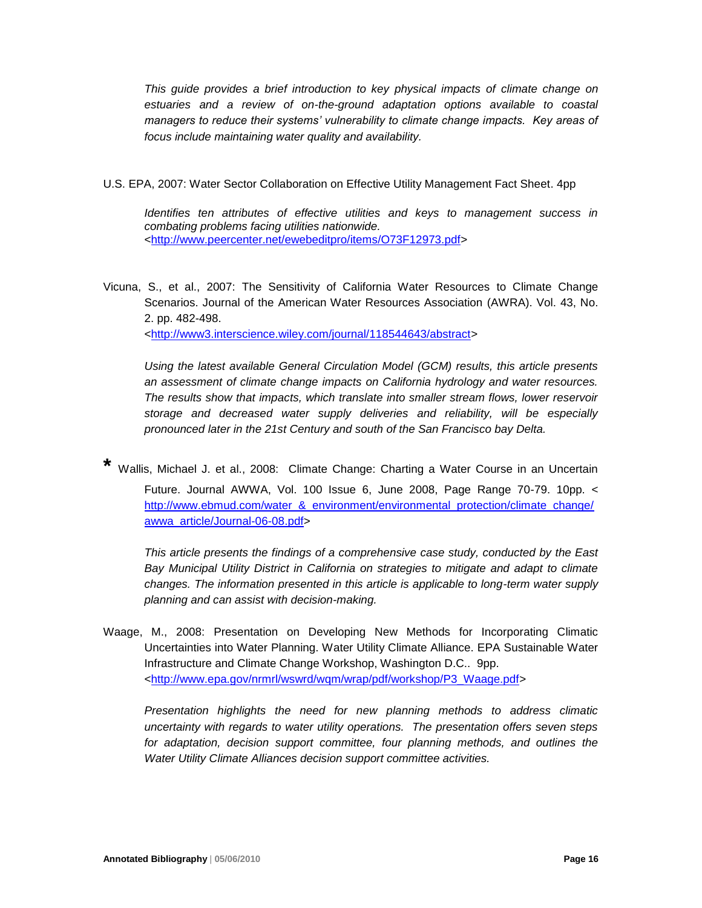*This guide provides a brief introduction to key physical impacts of climate change on estuaries and a review of on-the-ground adaptation options available to coastal managers to reduce their systems' vulnerability to climate change impacts. Key areas of focus include maintaining water quality and availability.*

U.S. EPA, 2007: Water Sector Collaboration on Effective Utility Management Fact Sheet. 4pp

*Identifies ten attributes of effective utilities and keys to management success in combating problems facing utilities nationwide.*
<http://www.peercenter.net/ewebeditpro/items/O73F12973.pdf>

Vicuna, S., et al., 2007: The Sensitivity of California Water Resources to Climate Change Scenarios. Journal of the American Water Resources Association (AWRA). Vol. 43, No. 2. pp. 482-498.
<http://www3.interscience.wiley.com/journal/118544643/abstract>

*Using the latest available General Circulation Model (GCM) results, this article presents an assessment of climate change impacts on California hydrology and water resources. The results show that impacts, which translate into smaller stream flows, lower reservoir storage and decreased water supply deliveries and reliability, will be especially pronounced later in the 21st Century and south of the San Francisco bay Delta.*

\* Wallis, Michael J. et al., 2008: Climate Change: Charting a Water Course in an Uncertain Future. Journal AWWA, Vol. 100 Issue 6, June 2008, Page Range 70-79. 10pp. < http://www.ebmud.com/water_&_environment/environmental_protection/climate_change/awwa_article/Journal-06-08.pdf>

*This article presents the findings of a comprehensive case study, conducted by the East Bay Municipal Utility District in California on strategies to mitigate and adapt to climate changes. The information presented in this article is applicable to long-term water supply planning and can assist with decision-making.*

Waage, M., 2008: Presentation on Developing New Methods for Incorporating Climatic Uncertainties into Water Planning. Water Utility Climate Alliance. EPA Sustainable Water Infrastructure and Climate Change Workshop, Washington D.C.. 9pp.
<http://www.epa.gov/nrmrl/wswrd/wqm/wrap/pdf/workshop/P3_Waage.pdf>

*Presentation highlights the need for new planning methods to address climatic uncertainty with regards to water utility operations. The presentation offers seven steps for adaptation, decision support committee, four planning methods, and outlines the Water Utility Climate Alliances decision support committee activities.*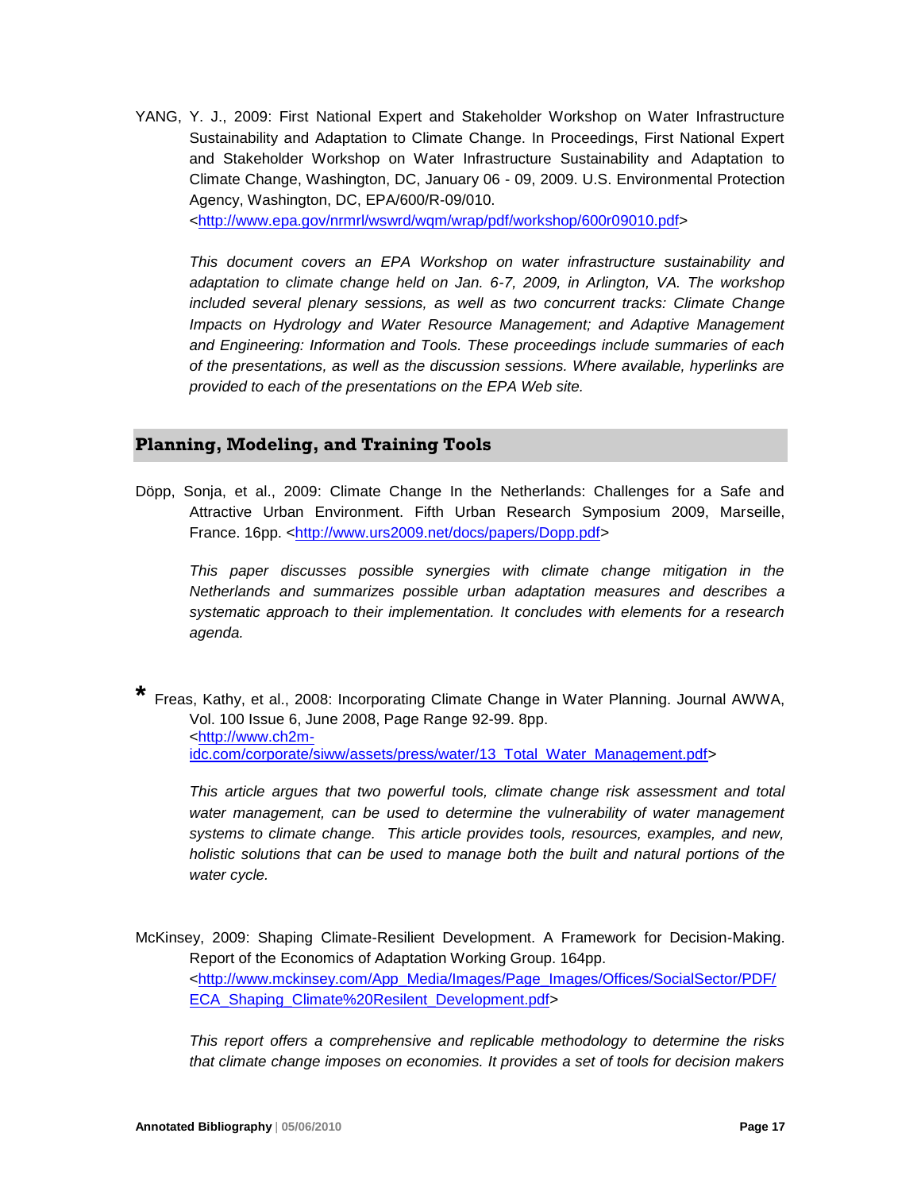YANG, Y. J., 2009: First National Expert and Stakeholder Workshop on Water Infrastructure Sustainability and Adaptation to Climate Change. In Proceedings, First National Expert and Stakeholder Workshop on Water Infrastructure Sustainability and Adaptation to Climate Change, Washington, DC, January 06 - 09, 2009. U.S. Environmental Protection Agency, Washington, DC, EPA/600/R-09/010. <http://www.epa.gov/nrmrl/wswrd/wqm/wrap/pdf/workshop/600r09010.pdf>

*This document covers an EPA Workshop on water infrastructure sustainability and adaptation to climate change held on Jan. 6-7, 2009, in Arlington, VA. The workshop included several plenary sessions, as well as two concurrent tracks: Climate Change Impacts on Hydrology and Water Resource Management; and Adaptive Management and Engineering: Information and Tools. These proceedings include summaries of each of the presentations, as well as the discussion sessions. Where available, hyperlinks are provided to each of the presentations on the EPA Web site.*

## Planning, Modeling, and Training Tools

Döpp, Sonja, et al., 2009: Climate Change In the Netherlands: Challenges for a Safe and Attractive Urban Environment. Fifth Urban Research Symposium 2009, Marseille, France. 16pp. <http://www.urs2009.net/docs/papers/Dopp.pdf>

*This paper discusses possible synergies with climate change mitigation in the Netherlands and summarizes possible urban adaptation measures and describes a systematic approach to their implementation. It concludes with elements for a research agenda.*

\* Freas, Kathy, et al., 2008: Incorporating Climate Change in Water Planning. Journal AWWA, Vol. 100 Issue 6, June 2008, Page Range 92-99. 8pp. <http://www.ch2m-idc.com/corporate/siww/assets/press/water/13_Total_Water_Management.pdf>

*This article argues that two powerful tools, climate change risk assessment and total water management, can be used to determine the vulnerability of water management systems to climate change. This article provides tools, resources, examples, and new, holistic solutions that can be used to manage both the built and natural portions of the water cycle.*

McKinsey, 2009: Shaping Climate-Resilient Development. A Framework for Decision-Making. Report of the Economics of Adaptation Working Group. 164pp. <http://www.mckinsey.com/App_Media/Images/Page_Images/Offices/SocialSector/PDF/ECA_Shaping_Climate%20Resilent_Development.pdf>

*This report offers a comprehensive and replicable methodology to determine the risks that climate change imposes on economies. It provides a set of tools for decision makers*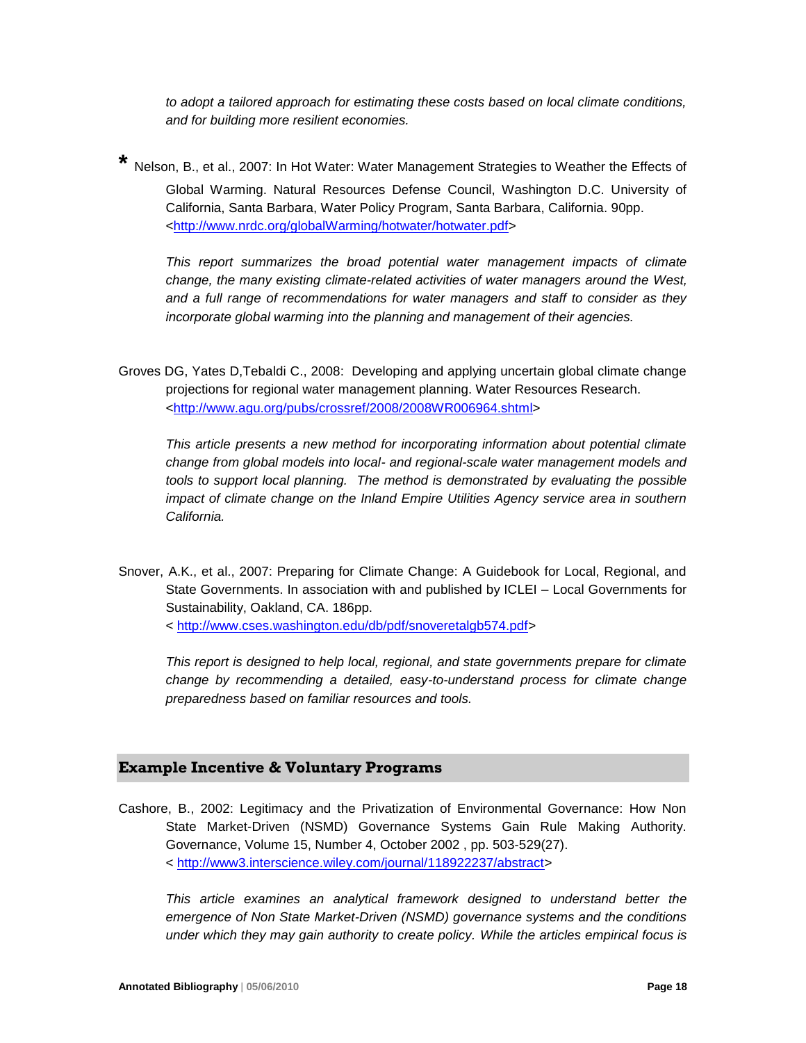*to adopt a tailored approach for estimating these costs based on local climate conditions, and for building more resilient economies.*

**\*** Nelson, B., et al., 2007: In Hot Water: Water Management Strategies to Weather the Effects of Global Warming. Natural Resources Defense Council, Washington D.C. University of California, Santa Barbara, Water Policy Program, Santa Barbara, California. 90pp. <http://www.nrdc.org/globalWarming/hotwater/hotwater.pdf>

*This report summarizes the broad potential water management impacts of climate change, the many existing climate-related activities of water managers around the West, and a full range of recommendations for water managers and staff to consider as they incorporate global warming into the planning and management of their agencies.*

Groves DG, Yates D,Tebaldi C., 2008: Developing and applying uncertain global climate change projections for regional water management planning. Water Resources Research. <http://www.agu.org/pubs/crossref/2008/2008WR006964.shtml>

*This article presents a new method for incorporating information about potential climate change from global models into local- and regional-scale water management models and tools to support local planning. The method is demonstrated by evaluating the possible impact of climate change on the Inland Empire Utilities Agency service area in southern California.*

Snover, A.K., et al., 2007: Preparing for Climate Change: A Guidebook for Local, Regional, and State Governments. In association with and published by ICLEI – Local Governments for Sustainability, Oakland, CA. 186pp.
< http://www.cses.washington.edu/db/pdf/snoveretalgb574.pdf>

*This report is designed to help local, regional, and state governments prepare for climate change by recommending a detailed, easy-to-understand process for climate change preparedness based on familiar resources and tools.*

## Example Incentive & Voluntary Programs

Cashore, B., 2002: Legitimacy and the Privatization of Environmental Governance: How Non State Market-Driven (NSMD) Governance Systems Gain Rule Making Authority. Governance, Volume 15, Number 4, October 2002 , pp. 503-529(27).
< http://www3.interscience.wiley.com/journal/118922237/abstract>

*This article examines an analytical framework designed to understand better the emergence of Non State Market-Driven (NSMD) governance systems and the conditions under which they may gain authority to create policy. While the articles empirical focus is*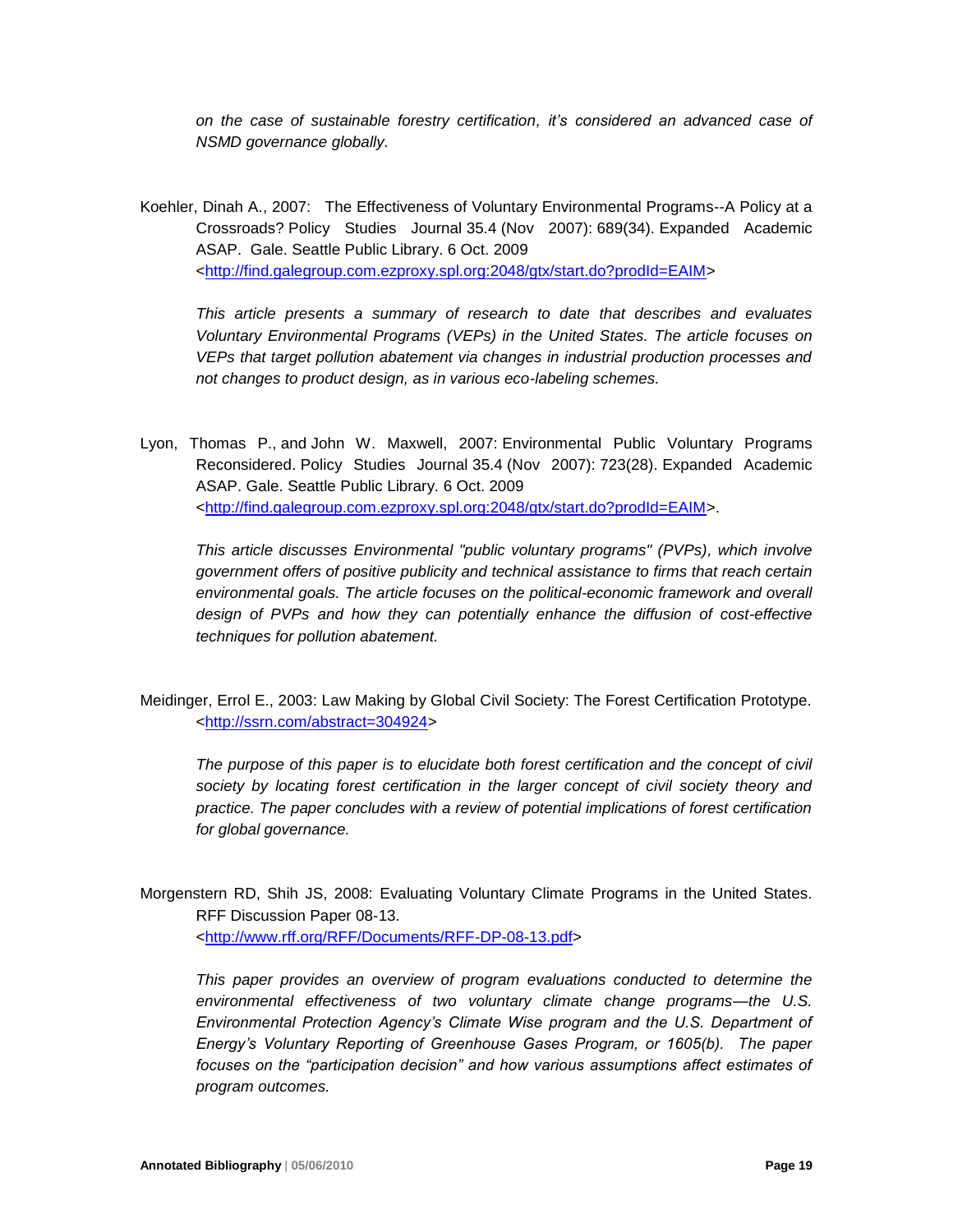*on the case of sustainable forestry certification, it's considered an advanced case of NSMD governance globally.*

Koehler, Dinah A., 2007: The Effectiveness of Voluntary Environmental Programs--A Policy at a Crossroads? Policy Studies Journal 35.4 (Nov 2007): 689(34). Expanded Academic ASAP. Gale. Seattle Public Library. 6 Oct. 2009 <http://find.galegroup.com.ezproxy.spl.org:2048/gtx/start.do?prodId=EAIM>

*This article presents a summary of research to date that describes and evaluates Voluntary Environmental Programs (VEPs) in the United States. The article focuses on VEPs that target pollution abatement via changes in industrial production processes and not changes to product design, as in various eco-labeling schemes.*

Lyon, Thomas P., and John W. Maxwell, 2007: Environmental Public Voluntary Programs Reconsidered. Policy Studies Journal 35.4 (Nov 2007): 723(28). Expanded Academic ASAP. Gale. Seattle Public Library. 6 Oct. 2009 <http://find.galegroup.com.ezproxy.spl.org:2048/gtx/start.do?prodId=EAIM>.

*This article discusses Environmental "public voluntary programs" (PVPs), which involve government offers of positive publicity and technical assistance to firms that reach certain environmental goals. The article focuses on the political-economic framework and overall design of PVPs and how they can potentially enhance the diffusion of cost-effective techniques for pollution abatement.*

Meidinger, Errol E., 2003: Law Making by Global Civil Society: The Forest Certification Prototype. <http://ssrn.com/abstract=304924>

*The purpose of this paper is to elucidate both forest certification and the concept of civil society by locating forest certification in the larger concept of civil society theory and practice. The paper concludes with a review of potential implications of forest certification for global governance.*

Morgenstern RD, Shih JS, 2008: Evaluating Voluntary Climate Programs in the United States. RFF Discussion Paper 08-13. <http://www.rff.org/RFF/Documents/RFF-DP-08-13.pdf>

*This paper provides an overview of program evaluations conducted to determine the environmental effectiveness of two voluntary climate change programs—the U.S. Environmental Protection Agency's Climate Wise program and the U.S. Department of Energy's Voluntary Reporting of Greenhouse Gases Program, or 1605(b). The paper focuses on the "participation decision" and how various assumptions affect estimates of program outcomes.*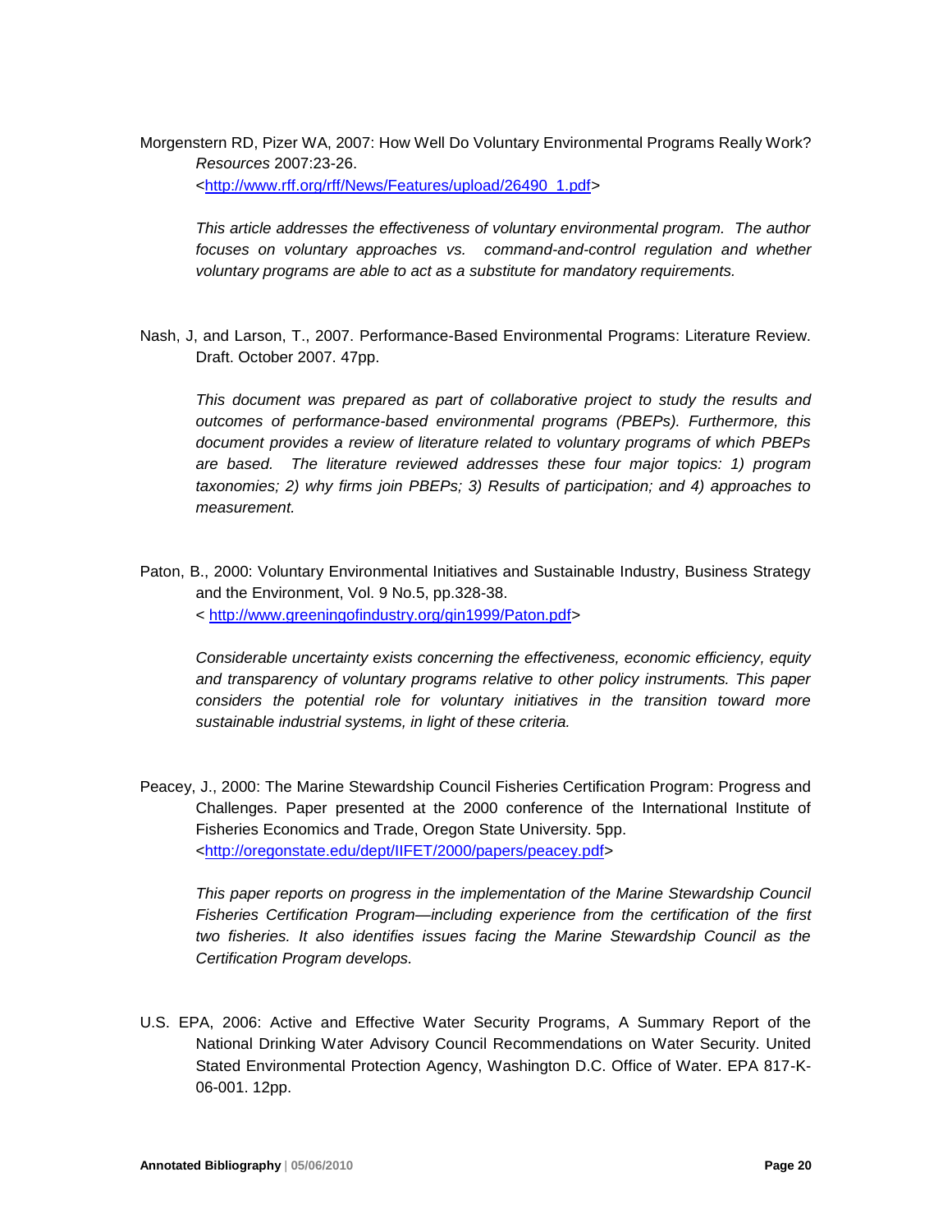Morgenstern RD, Pizer WA, 2007: How Well Do Voluntary Environmental Programs Really Work? *Resources* 2007:23-26. <http://www.rff.org/rff/News/Features/upload/26490_1.pdf>

*This article addresses the effectiveness of voluntary environmental program. The author focuses on voluntary approaches vs. command-and-control regulation and whether voluntary programs are able to act as a substitute for mandatory requirements.*

Nash, J, and Larson, T., 2007. Performance-Based Environmental Programs: Literature Review. Draft. October 2007. 47pp.

*This document was prepared as part of collaborative project to study the results and outcomes of performance-based environmental programs (PBEPs). Furthermore, this document provides a review of literature related to voluntary programs of which PBEPs are based. The literature reviewed addresses these four major topics: 1) program taxonomies; 2) why firms join PBEPs; 3) Results of participation; and 4) approaches to measurement.*

Paton, B., 2000: Voluntary Environmental Initiatives and Sustainable Industry, Business Strategy and the Environment, Vol. 9 No.5, pp.328-38. < http://www.greeningofindustry.org/gin1999/Paton.pdf>

*Considerable uncertainty exists concerning the effectiveness, economic efficiency, equity and transparency of voluntary programs relative to other policy instruments. This paper considers the potential role for voluntary initiatives in the transition toward more sustainable industrial systems, in light of these criteria.*

Peacey, J., 2000: The Marine Stewardship Council Fisheries Certification Program: Progress and Challenges. Paper presented at the 2000 conference of the International Institute of Fisheries Economics and Trade, Oregon State University. 5pp. <http://oregonstate.edu/dept/IIFET/2000/papers/peacey.pdf>

*This paper reports on progress in the implementation of the Marine Stewardship Council Fisheries Certification Program—including experience from the certification of the first two fisheries. It also identifies issues facing the Marine Stewardship Council as the Certification Program develops.*

U.S. EPA, 2006: Active and Effective Water Security Programs, A Summary Report of the National Drinking Water Advisory Council Recommendations on Water Security. United Stated Environmental Protection Agency, Washington D.C. Office of Water. EPA 817-K-06-001. 12pp.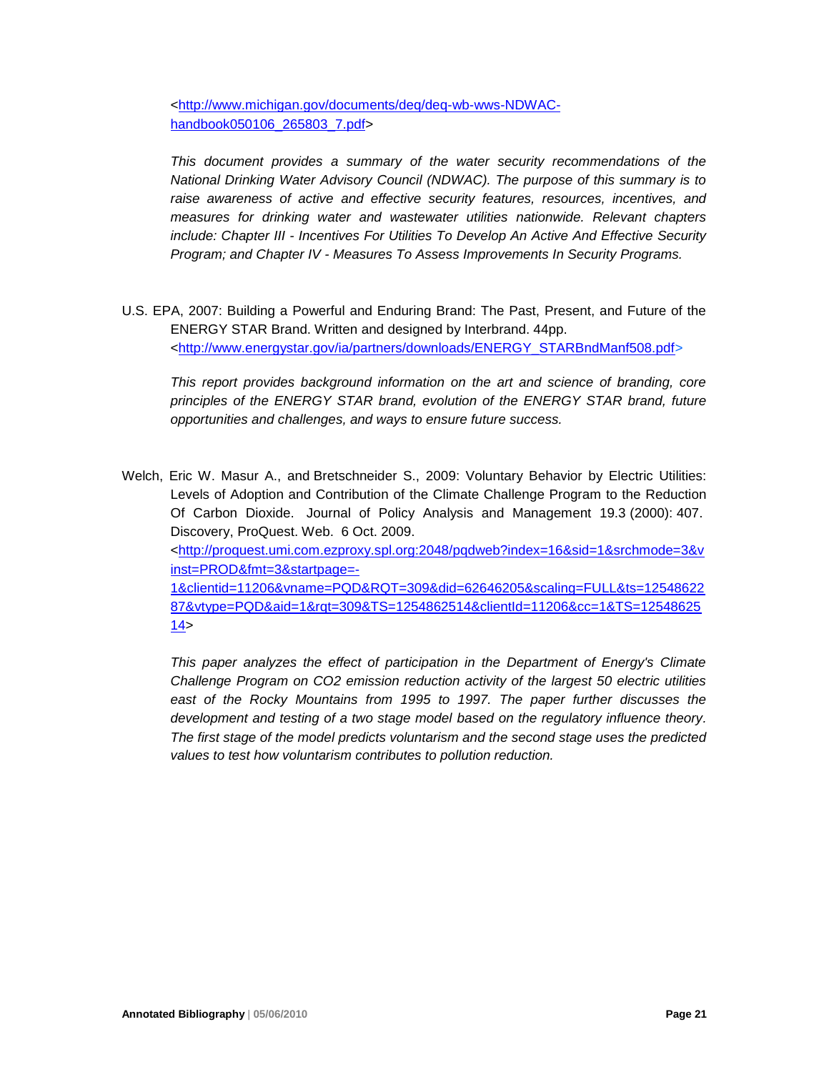<http://www.michigan.gov/documents/deq/deq-wb-wws-NDWAC-handbook050106_265803_7.pdf>

*This document provides a summary of the water security recommendations of the National Drinking Water Advisory Council (NDWAC). The purpose of this summary is to raise awareness of active and effective security features, resources, incentives, and measures for drinking water and wastewater utilities nationwide. Relevant chapters include: Chapter III - Incentives For Utilities To Develop An Active And Effective Security Program; and Chapter IV - Measures To Assess Improvements In Security Programs.*

U.S. EPA, 2007: Building a Powerful and Enduring Brand: The Past, Present, and Future of the ENERGY STAR Brand. Written and designed by Interbrand. 44pp. <http://www.energystar.gov/ia/partners/downloads/ENERGY_STARBndManf508.pdf>

*This report provides background information on the art and science of branding, core principles of the ENERGY STAR brand, evolution of the ENERGY STAR brand, future opportunities and challenges, and ways to ensure future success.*

Welch, Eric W. Masur A., and Bretschneider S., 2009: Voluntary Behavior by Electric Utilities: Levels of Adoption and Contribution of the Climate Challenge Program to the Reduction Of Carbon Dioxide. Journal of Policy Analysis and Management 19.3 (2000): 407. Discovery, ProQuest. Web. 6 Oct. 2009. <http://proquest.umi.com.ezproxy.spl.org:2048/pqdweb?index=16&sid=1&srchmode=3&vinst=PROD&fmt=3&startpage=-1&clientid=11206&vname=PQD&RQT=309&did=62646205&scaling=FULL&ts=1254862287&vtype=PQD&aid=1&rqt=309&TS=1254862514&clientId=11206&cc=1&TS=1254862514>

*This paper analyzes the effect of participation in the Department of Energy's Climate Challenge Program on CO2 emission reduction activity of the largest 50 electric utilities east of the Rocky Mountains from 1995 to 1997. The paper further discusses the development and testing of a two stage model based on the regulatory influence theory. The first stage of the model predicts voluntarism and the second stage uses the predicted values to test how voluntarism contributes to pollution reduction.*